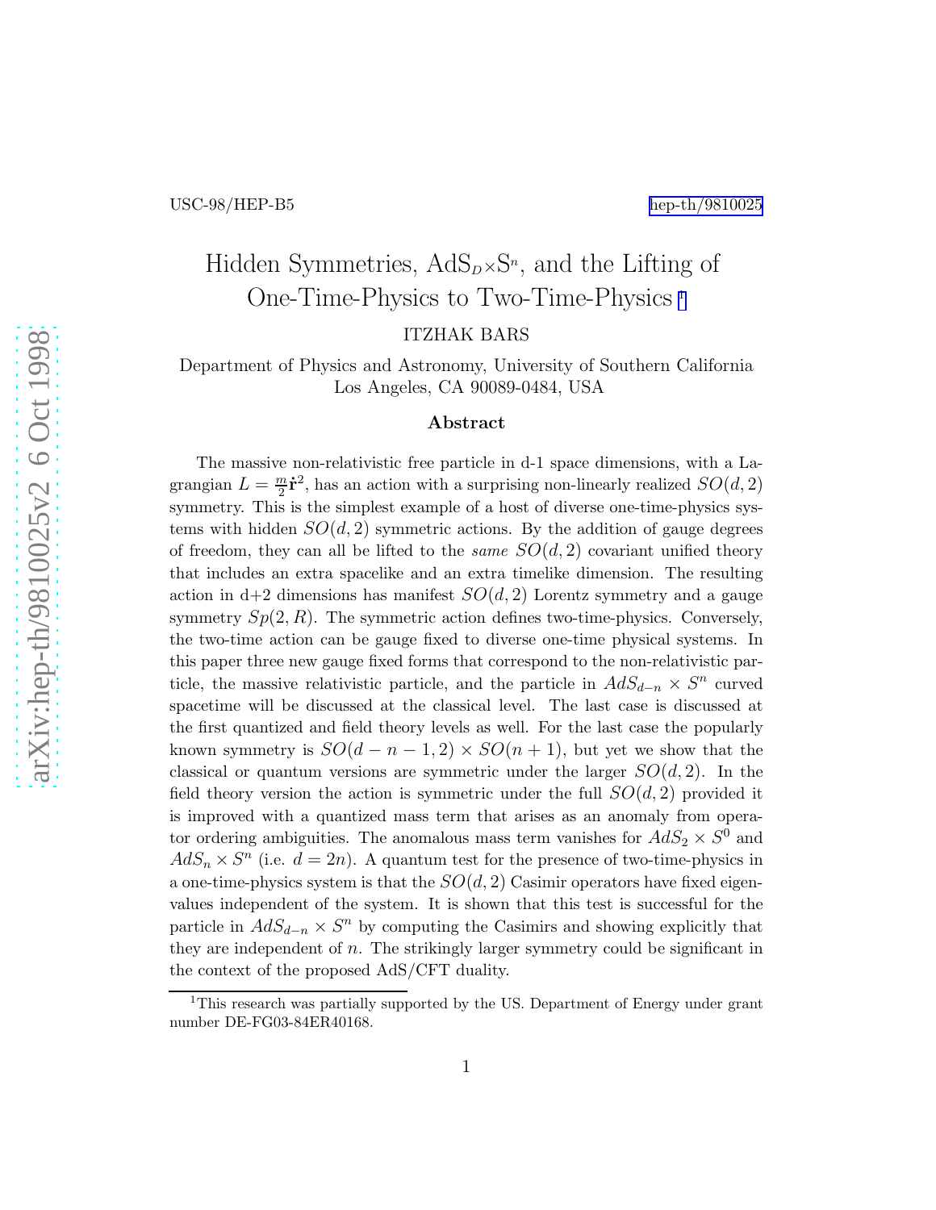USC-98/HEP-B5 hep-th/9810025

# Hidden Symmetries, AdS$_D$×S$^n$, and the Lifting of One-Time-Physics to Two-Time-Physics [1]

ITZHAK BARS

Department of Physics and Astronomy, University of Southern California
Los Angeles, CA 90089-0484, USA

### Abstract

The massive non-relativistic free particle in d-1 space dimensions, with a Lagrangian $L = \frac{m}{2}\dot{\mathbf{r}}^2$, has an action with a surprising non-linearly realized $SO(d,2)$ symmetry. This is the simplest example of a host of diverse one-time-physics systems with hidden $SO(d,2)$ symmetric actions. By the addition of gauge degrees of freedom, they can all be lifted to the *same* $SO(d,2)$ covariant unified theory that includes an extra spacelike and an extra timelike dimension. The resulting action in d+2 dimensions has manifest $SO(d,2)$ Lorentz symmetry and a gauge symmetry $Sp(2,R)$. The symmetric action defines two-time-physics. Conversely, the two-time action can be gauge fixed to diverse one-time physical systems. In this paper three new gauge fixed forms that correspond to the non-relativistic particle, the massive relativistic particle, and the particle in $AdS_{d-n} \times S^n$ curved spacetime will be discussed at the classical level. The last case is discussed at the first quantized and field theory levels as well. For the last case the popularly known symmetry is $SO(d-n-1,2) \times SO(n+1)$, but yet we show that the classical or quantum versions are symmetric under the larger $SO(d,2)$. In the field theory version the action is symmetric under the full $SO(d,2)$ provided it is improved with a quantized mass term that arises as an anomaly from operator ordering ambiguities. The anomalous mass term vanishes for $AdS_2 \times S^0$ and $AdS_n \times S^n$ (i.e. $d = 2n$). A quantum test for the presence of two-time-physics in a one-time-physics system is that the $SO(d,2)$ Casimir operators have fixed eigenvalues independent of the system. It is shown that this test is successful for the particle in $AdS_{d-n} \times S^n$ by computing the Casimirs and showing explicitly that they are independent of $n$. The strikingly larger symmetry could be significant in the context of the proposed AdS/CFT duality.

---

[1] This research was partially supported by the US. Department of Energy under grant number DE-FG03-84ER40168.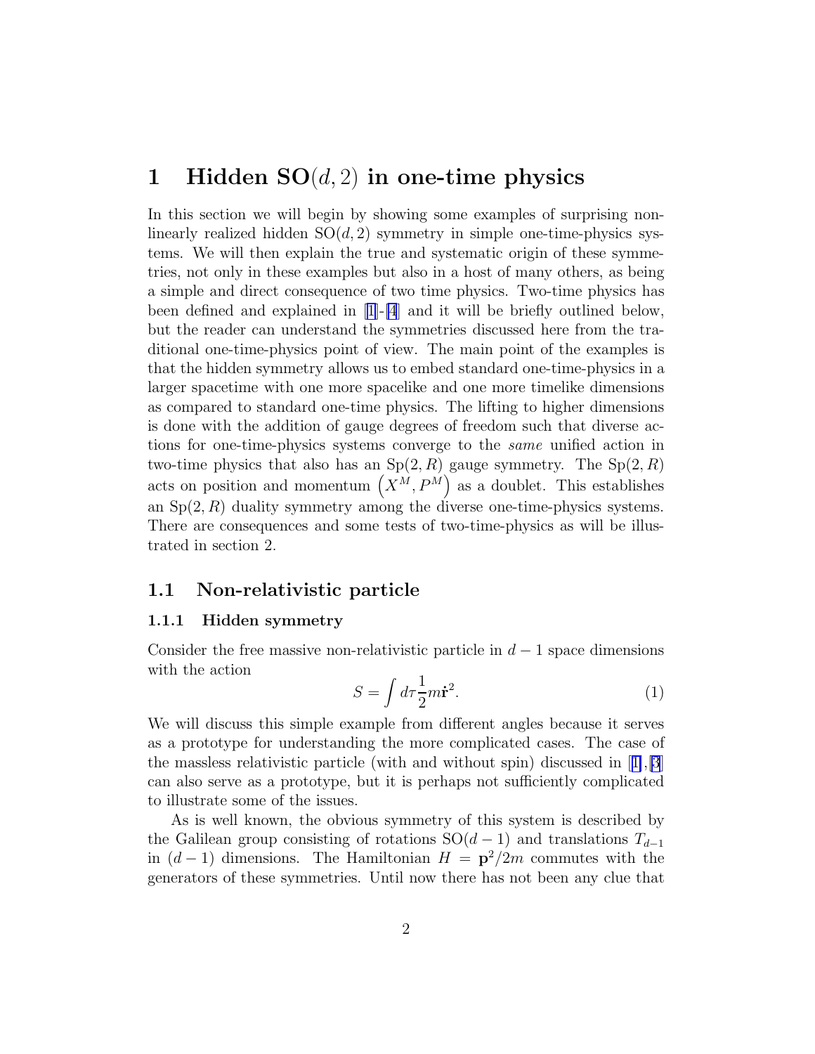# 1 Hidden SO$(d,2)$ in one-time physics

In this section we will begin by showing some examples of surprising non-linearly realized hidden SO$(d,2)$ symmetry in simple one-time-physics systems. We will then explain the true and systematic origin of these symmetries, not only in these examples but also in a host of many others, as being a simple and direct consequence of two time physics. Two-time physics has been defined and explained in [1]-[4] and it will be briefly outlined below, but the reader can understand the symmetries discussed here from the traditional one-time-physics point of view. The main point of the examples is that the hidden symmetry allows us to embed standard one-time-physics in a larger spacetime with one more spacelike and one more timelike dimensions as compared to standard one-time physics. The lifting to higher dimensions is done with the addition of gauge degrees of freedom such that diverse actions for one-time-physics systems converge to the *same* unified action in two-time physics that also has an Sp$(2,R)$ gauge symmetry. The Sp$(2,R)$ acts on position and momentum $\left(X^M, P^M\right)$ as a doublet. This establishes an Sp$(2,R)$ duality symmetry among the diverse one-time-physics systems. There are consequences and some tests of two-time-physics as will be illustrated in section 2.

## 1.1 Non-relativistic particle

### 1.1.1 Hidden symmetry

Consider the free massive non-relativistic particle in $d-1$ space dimensions with the action

$$S = \int d\tau \frac{1}{2} m \dot{\mathbf{r}}^2. \tag{1}$$

We will discuss this simple example from different angles because it serves as a prototype for understanding the more complicated cases. The case of the massless relativistic particle (with and without spin) discussed in [1],[3] can also serve as a prototype, but it is perhaps not sufficiently complicated to illustrate some of the issues.

As is well known, the obvious symmetry of this system is described by the Galilean group consisting of rotations SO$(d-1)$ and translations $T_{d-1}$ in $(d-1)$ dimensions. The Hamiltonian $H = \mathbf{p}^2/2m$ commutes with the generators of these symmetries. Until now there has not been any clue that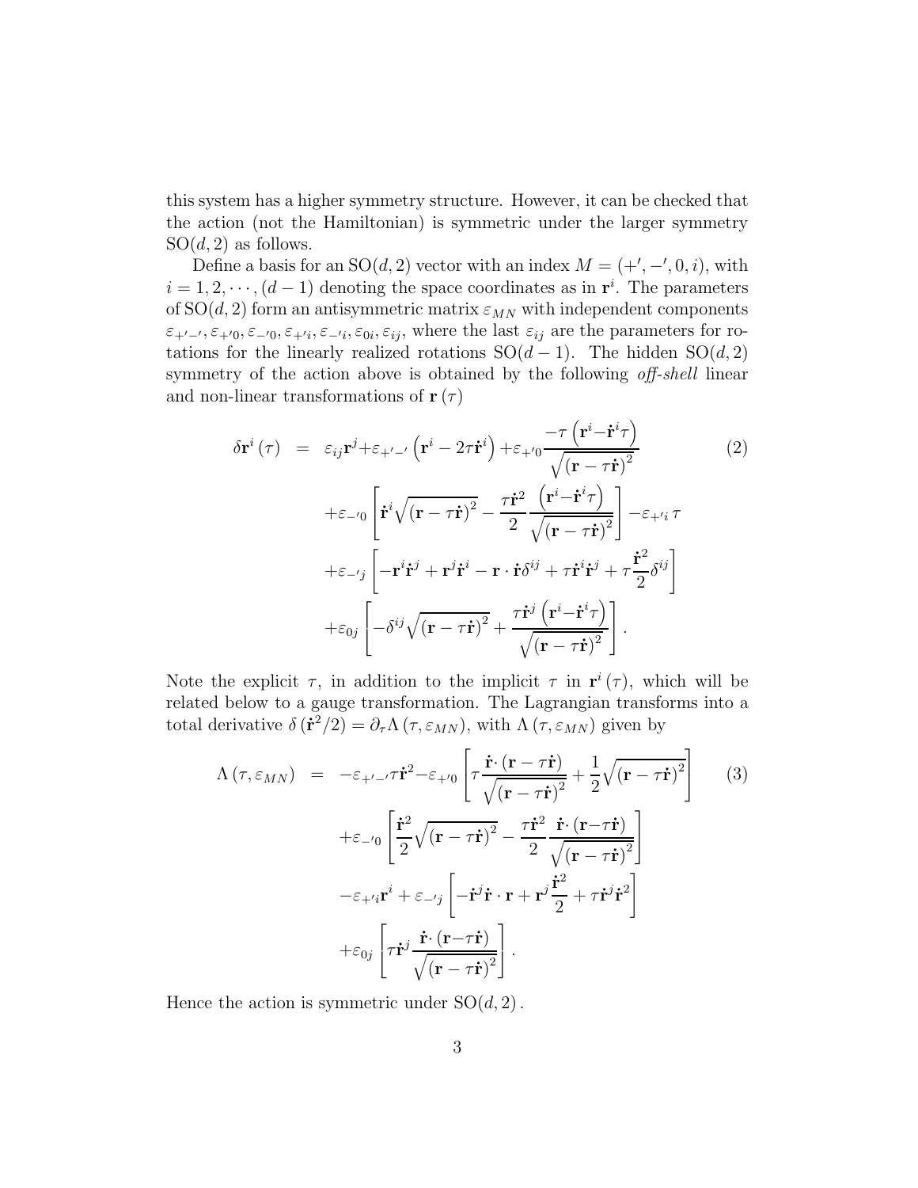this system has a higher symmetry structure. However, it can be checked that the action (not the Hamiltonian) is symmetric under the larger symmetry $\mathrm{SO}(d,2)$ as follows.

Define a basis for an $\mathrm{SO}(d,2)$ vector with an index $M = (+', -', 0, i)$, with $i = 1, 2, \cdots, (d-1)$ denoting the space coordinates as in $\mathbf{r}^i$. The parameters of $\mathrm{SO}(d,2)$ form an antisymmetric matrix $\varepsilon_{MN}$ with independent components $\varepsilon_{+'-'}, \varepsilon_{+'0}, \varepsilon_{-'0}, \varepsilon_{+'i}, \varepsilon_{-'i}, \varepsilon_{0i}, \varepsilon_{ij}$, where the last $\varepsilon_{ij}$ are the parameters for rotations for the linearly realized rotations $\mathrm{SO}(d-1)$. The hidden $\mathrm{SO}(d,2)$ symmetry of the action above is obtained by the following *off-shell* linear and non-linear transformations of $\mathbf{r}(\tau)$

$$
\begin{aligned}
\delta \mathbf{r}^i(\tau) &= \varepsilon_{ij}\mathbf{r}^j + \varepsilon_{+'-'}\left(\mathbf{r}^i - 2\tau\dot{\mathbf{r}}^i\right) + \varepsilon_{+'0}\frac{-\tau\left(\mathbf{r}^i - \dot{\mathbf{r}}^i\tau\right)}{\sqrt{\left(\mathbf{r}-\tau\dot{\mathbf{r}}\right)^2}} \\
&\quad + \varepsilon_{-'0}\left[\dot{\mathbf{r}}^i\sqrt{\left(\mathbf{r}-\tau\dot{\mathbf{r}}\right)^2} - \frac{\tau\dot{\mathbf{r}}^2}{2}\frac{\left(\mathbf{r}^i - \dot{\mathbf{r}}^i\tau\right)}{\sqrt{\left(\mathbf{r}-\tau\dot{\mathbf{r}}\right)^2}}\right] - \varepsilon_{+'i}\,\tau \\
&\quad + \varepsilon_{-'j}\left[-\mathbf{r}^i\dot{\mathbf{r}}^j + \mathbf{r}^j\dot{\mathbf{r}}^i - \mathbf{r}\cdot\dot{\mathbf{r}}\delta^{ij} + \tau\dot{\mathbf{r}}^i\dot{\mathbf{r}}^j + \tau\frac{\dot{\mathbf{r}}^2}{2}\delta^{ij}\right] \\
&\quad + \varepsilon_{0j}\left[-\delta^{ij}\sqrt{\left(\mathbf{r}-\tau\dot{\mathbf{r}}\right)^2} + \frac{\tau\dot{\mathbf{r}}^j\left(\mathbf{r}^i - \dot{\mathbf{r}}^i\tau\right)}{\sqrt{\left(\mathbf{r}-\tau\dot{\mathbf{r}}\right)^2}}\right].
\end{aligned}
\tag{2}
$$

Note the explicit $\tau$, in addition to the implicit $\tau$ in $\mathbf{r}^i(\tau)$, which will be related below to a gauge transformation. The Lagrangian transforms into a total derivative $\delta\left(\dot{\mathbf{r}}^2/2\right) = \partial_\tau\Lambda\left(\tau,\varepsilon_{MN}\right)$, with $\Lambda\left(\tau,\varepsilon_{MN}\right)$ given by

$$
\begin{aligned}
\Lambda\left(\tau,\varepsilon_{MN}\right) &= -\varepsilon_{+'-'}\tau\dot{\mathbf{r}}^2 - \varepsilon_{+'0}\left[\tau\frac{\dot{\mathbf{r}}\cdot\left(\mathbf{r}-\tau\dot{\mathbf{r}}\right)}{\sqrt{\left(\mathbf{r}-\tau\dot{\mathbf{r}}\right)^2}} + \frac{1}{2}\sqrt{\left(\mathbf{r}-\tau\dot{\mathbf{r}}\right)^2}\right] \\
&\quad + \varepsilon_{-'0}\left[\frac{\dot{\mathbf{r}}^2}{2}\sqrt{\left(\mathbf{r}-\tau\dot{\mathbf{r}}\right)^2} - \frac{\tau\dot{\mathbf{r}}^2}{2}\frac{\dot{\mathbf{r}}\cdot\left(\mathbf{r}-\tau\dot{\mathbf{r}}\right)}{\sqrt{\left(\mathbf{r}-\tau\dot{\mathbf{r}}\right)^2}}\right] \\
&\quad - \varepsilon_{+'i}\mathbf{r}^i + \varepsilon_{-'j}\left[-\dot{\mathbf{r}}^j\dot{\mathbf{r}}\cdot\mathbf{r} + \mathbf{r}^j\frac{\dot{\mathbf{r}}^2}{2} + \tau\dot{\mathbf{r}}^j\dot{\mathbf{r}}^2\right] \\
&\quad + \varepsilon_{0j}\left[\tau\dot{\mathbf{r}}^j\frac{\dot{\mathbf{r}}\cdot\left(\mathbf{r}-\tau\dot{\mathbf{r}}\right)}{\sqrt{\left(\mathbf{r}-\tau\dot{\mathbf{r}}\right)^2}}\right].
\end{aligned}
\tag{3}
$$

Hence the action is symmetric under $\mathrm{SO}(d,2)$.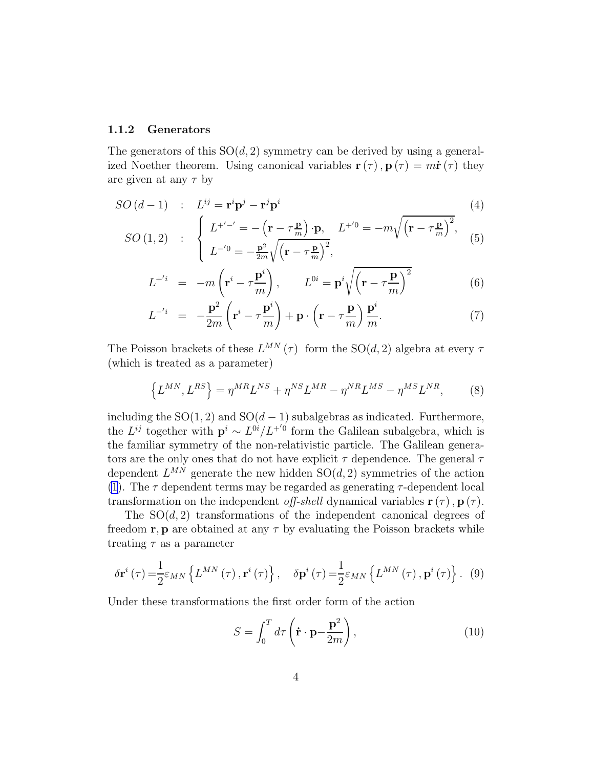### 1.1.2 Generators

The generators of this SO$(d,2)$ symmetry can be derived by using a generalized Noether theorem. Using canonical variables $\mathbf{r}(\tau), \mathbf{p}(\tau) = m\dot{\mathbf{r}}(\tau)$ they are given at any $\tau$ by

$$SO(d-1) \quad : \quad L^{ij} = \mathbf{r}^i\mathbf{p}^j - \mathbf{r}^j\mathbf{p}^i \tag{4}$$

$$SO(1,2) \quad : \quad \begin{cases} L^{+'-'} = -\left(\mathbf{r} - \tau\frac{\mathbf{p}}{m}\right)\cdot\mathbf{p}, \quad L^{+'0} = -m\sqrt{\left(\mathbf{r} - \tau\frac{\mathbf{p}}{m}\right)^2}, \\ L^{-'0} = -\frac{\mathbf{p}^2}{2m}\sqrt{\left(\mathbf{r} - \tau\frac{\mathbf{p}}{m}\right)^2}, \end{cases} \tag{5}$$

$$L^{+'i} = -m\left(\mathbf{r}^i - \tau\frac{\mathbf{p}^i}{m}\right), \qquad L^{0i} = \mathbf{p}^i\sqrt{\left(\mathbf{r} - \tau\frac{\mathbf{p}}{m}\right)^2} \tag{6}$$

$$L^{-'i} = -\frac{\mathbf{p}^2}{2m}\left(\mathbf{r}^i - \tau\frac{\mathbf{p}^i}{m}\right) + \mathbf{p}\cdot\left(\mathbf{r} - \tau\frac{\mathbf{p}}{m}\right)\frac{\mathbf{p}^i}{m}. \tag{7}$$

The Poisson brackets of these $L^{MN}(\tau)$ form the SO$(d,2)$ algebra at every $\tau$ (which is treated as a parameter)

$$\left\{L^{MN}, L^{RS}\right\} = \eta^{MR}L^{NS} + \eta^{NS}L^{MR} - \eta^{NR}L^{MS} - \eta^{MS}L^{NR}, \tag{8}$$

including the SO$(1,2)$ and SO$(d-1)$ subalgebras as indicated. Furthermore, the $L^{ij}$ together with $\mathbf{p}^i \sim L^{0i}/L^{+'0}$ form the Galilean subalgebra, which is the familiar symmetry of the non-relativistic particle. The Galilean generators are the only ones that do not have explicit $\tau$ dependence. The general $\tau$ dependent $L^{MN}$ generate the new hidden SO$(d,2)$ symmetries of the action (1). The $\tau$ dependent terms may be regarded as generating $\tau$-dependent local transformation on the independent *off-shell* dynamical variables $\mathbf{r}(\tau), \mathbf{p}(\tau)$.

The SO$(d,2)$ transformations of the independent canonical degrees of freedom $\mathbf{r}, \mathbf{p}$ are obtained at any $\tau$ by evaluating the Poisson brackets while treating $\tau$ as a parameter

$$\delta\mathbf{r}^i(\tau) = \frac{1}{2}\varepsilon_{MN}\left\{L^{MN}(\tau), \mathbf{r}^i(\tau)\right\}, \quad \delta\mathbf{p}^i(\tau) = \frac{1}{2}\varepsilon_{MN}\left\{L^{MN}(\tau), \mathbf{p}^i(\tau)\right\}. \tag{9}$$

Under these transformations the first order form of the action

$$S = \int_0^T d\tau\left(\dot{\mathbf{r}}\cdot\mathbf{p} - \frac{\mathbf{p}^2}{2m}\right), \tag{10}$$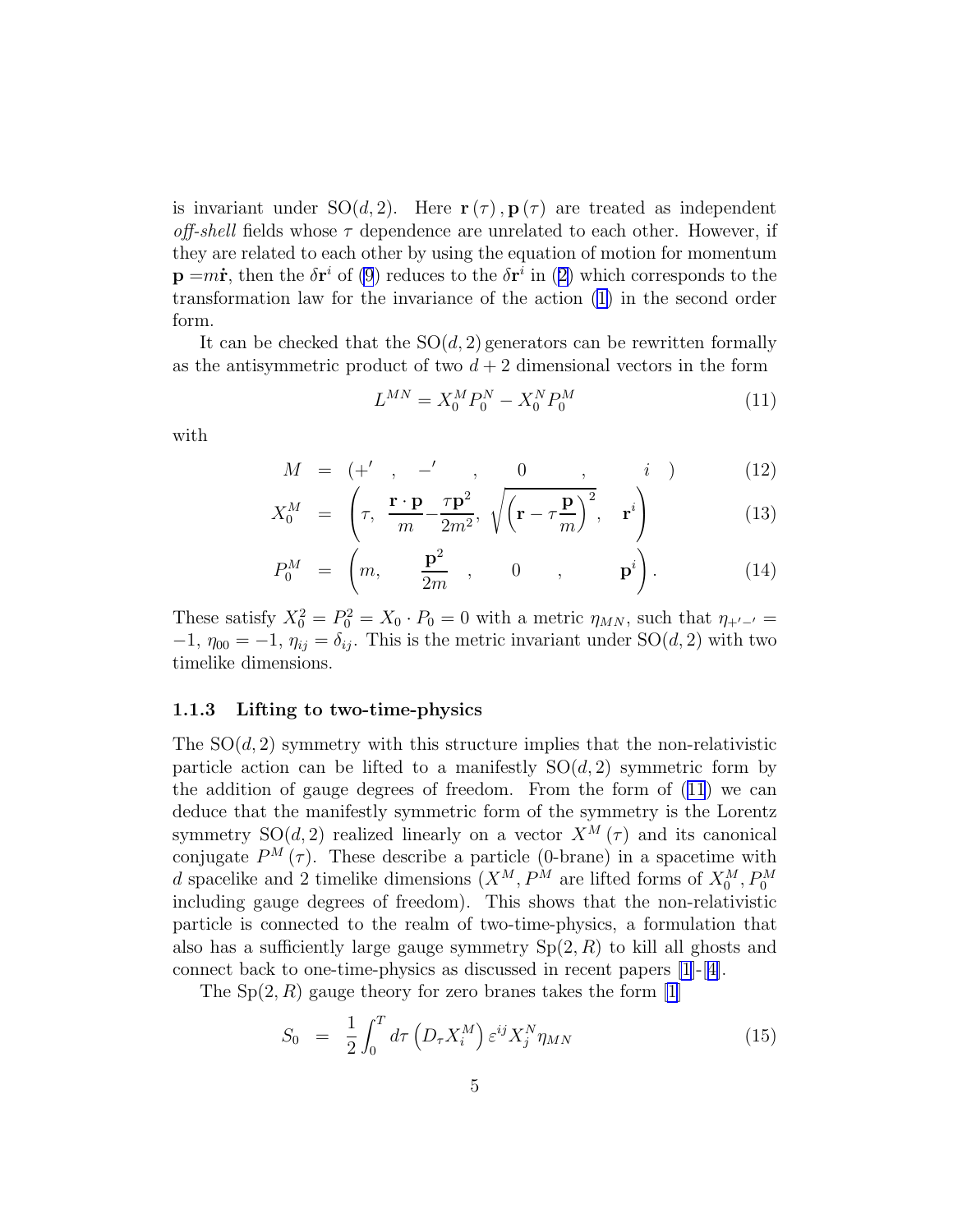is invariant under $\mathrm{SO}(d,2)$. Here $\mathbf{r}(\tau), \mathbf{p}(\tau)$ are treated as independent *off-shell* fields whose $\tau$ dependence are unrelated to each other. However, if they are related to each other by using the equation of motion for momentum $\mathbf{p} = m\dot{\mathbf{r}}$, then the $\delta\mathbf{r}^i$ of (9) reduces to the $\delta\mathbf{r}^i$ in (2) which corresponds to the transformation law for the invariance of the action (1) in the second order form.

It can be checked that the $\mathrm{SO}(d,2)$ generators can be rewritten formally as the antisymmetric product of two $d+2$ dimensional vectors in the form

$$L^{MN} = X_0^M P_0^N - X_0^N P_0^M \tag{11}$$

with

$$M = \left(+' \quad , \quad -' \quad , \quad 0 \quad , \quad i \right) \tag{12}$$

$$X_0^M = \left(\tau,\ \frac{\mathbf{r}\cdot\mathbf{p}}{m} - \frac{\tau\mathbf{p}^2}{2m^2},\ \sqrt{\left(\mathbf{r} - \tau\frac{\mathbf{p}}{m}\right)^2},\quad \mathbf{r}^i\right) \tag{13}$$

$$P_0^M = \left(m,\quad \frac{\mathbf{p}^2}{2m}\quad ,\quad 0\quad ,\quad \mathbf{p}^i\right). \tag{14}$$

These satisfy $X_0^2 = P_0^2 = X_0 \cdot P_0 = 0$ with a metric $\eta_{MN}$, such that $\eta_{+'-'} = -1$, $\eta_{00} = -1$, $\eta_{ij} = \delta_{ij}$. This is the metric invariant under $\mathrm{SO}(d,2)$ with two timelike dimensions.

### 1.1.3 Lifting to two-time-physics

The $\mathrm{SO}(d,2)$ symmetry with this structure implies that the non-relativistic particle action can be lifted to a manifestly $\mathrm{SO}(d,2)$ symmetric form by the addition of gauge degrees of freedom. From the form of (11) we can deduce that the manifestly symmetric form of the symmetry is the Lorentz symmetry $\mathrm{SO}(d,2)$ realized linearly on a vector $X^M(\tau)$ and its canonical conjugate $P^M(\tau)$. These describe a particle (0-brane) in a spacetime with $d$ spacelike and 2 timelike dimensions ($X^M, P^M$ are lifted forms of $X_0^M, P_0^M$ including gauge degrees of freedom). This shows that the non-relativistic particle is connected to the realm of two-time-physics, a formulation that also has a sufficiently large gauge symmetry $\mathrm{Sp}(2,R)$ to kill all ghosts and connect back to one-time-physics as discussed in recent papers [1]-[4].

The $\mathrm{Sp}(2,R)$ gauge theory for zero branes takes the form [1]

$$S_0 = \frac{1}{2}\int_0^T d\tau \left(D_\tau X_i^M\right)\varepsilon^{ij} X_j^N \eta_{MN} \tag{15}$$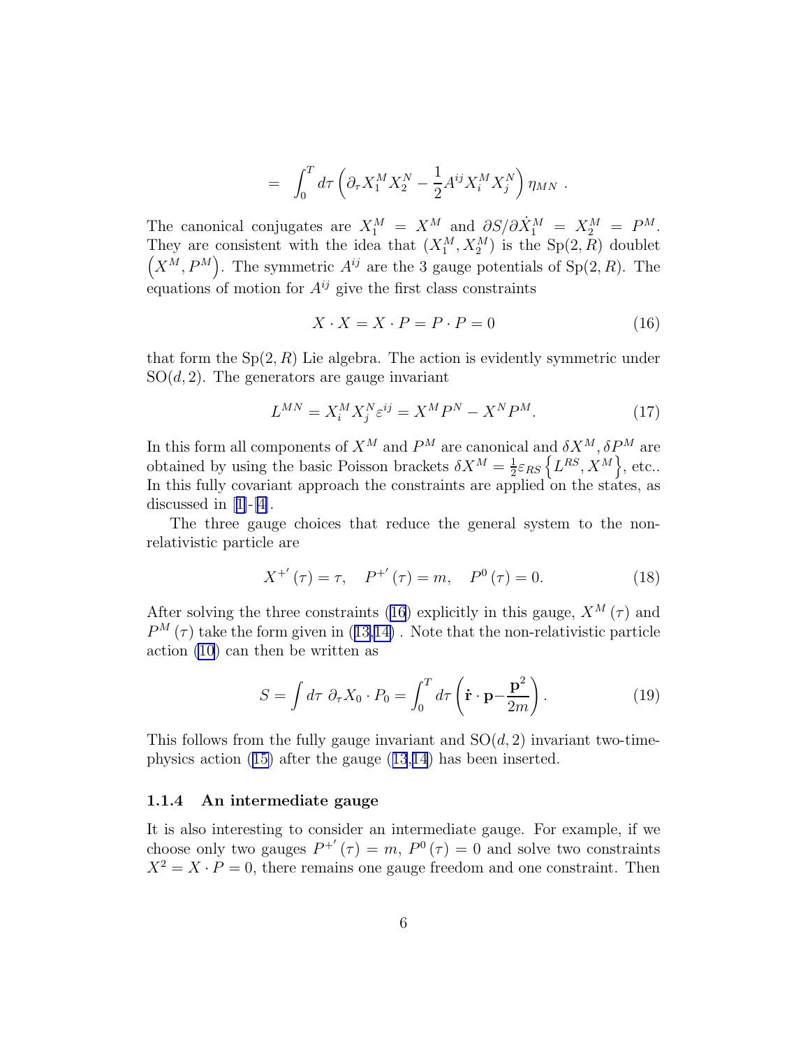$$= \int_0^T d\tau \left( \partial_\tau X_1^M X_2^N - \frac{1}{2} A^{ij} X_i^M X_j^N \right) \eta_{MN} \ .$$

The canonical conjugates are $X_1^M = X^M$ and $\partial S / \partial \dot{X}_1^M = X_2^M = P^M$. They are consistent with the idea that $(X_1^M, X_2^M)$ is the $\mathrm{Sp}(2,R)$ doublet $\left(X^M, P^M\right)$. The symmetric $A^{ij}$ are the 3 gauge potentials of $\mathrm{Sp}(2,R)$. The equations of motion for $A^{ij}$ give the first class constraints

$$X \cdot X = X \cdot P = P \cdot P = 0 \tag{16}$$

that form the $\mathrm{Sp}(2,R)$ Lie algebra. The action is evidently symmetric under $\mathrm{SO}(d,2)$. The generators are gauge invariant

$$L^{MN} = X_i^M X_j^N \varepsilon^{ij} = X^M P^N - X^N P^M. \tag{17}$$

In this form all components of $X^M$ and $P^M$ are canonical and $\delta X^M, \delta P^M$ are obtained by using the basic Poisson brackets $\delta X^M = \frac{1}{2} \varepsilon_{RS} \left\{ L^{RS}, X^M \right\}$, etc.. In this fully covariant approach the constraints are applied on the states, as discussed in [1]-[4].

The three gauge choices that reduce the general system to the non-relativistic particle are

$$X^{+'}(\tau) = \tau, \quad P^{+'}(\tau) = m, \quad P^0(\tau) = 0. \tag{18}$$

After solving the three constraints (16) explicitly in this gauge, $X^M(\tau)$ and $P^M(\tau)$ take the form given in (13,14). Note that the non-relativistic particle action (10) can then be written as

$$S = \int d\tau \ \partial_\tau X_0 \cdot P_0 = \int_0^T d\tau \left( \dot{\mathbf{r}} \cdot \mathbf{p} - \frac{\mathbf{p}^2}{2m} \right). \tag{19}$$

This follows from the fully gauge invariant and $\mathrm{SO}(d,2)$ invariant two-time-physics action (15) after the gauge (13,14) has been inserted.

#### 1.1.4 An intermediate gauge

It is also interesting to consider an intermediate gauge. For example, if we choose only two gauges $P^{+'}(\tau) = m$, $P^0(\tau) = 0$ and solve two constraints $X^2 = X \cdot P = 0$, there remains one gauge freedom and one constraint. Then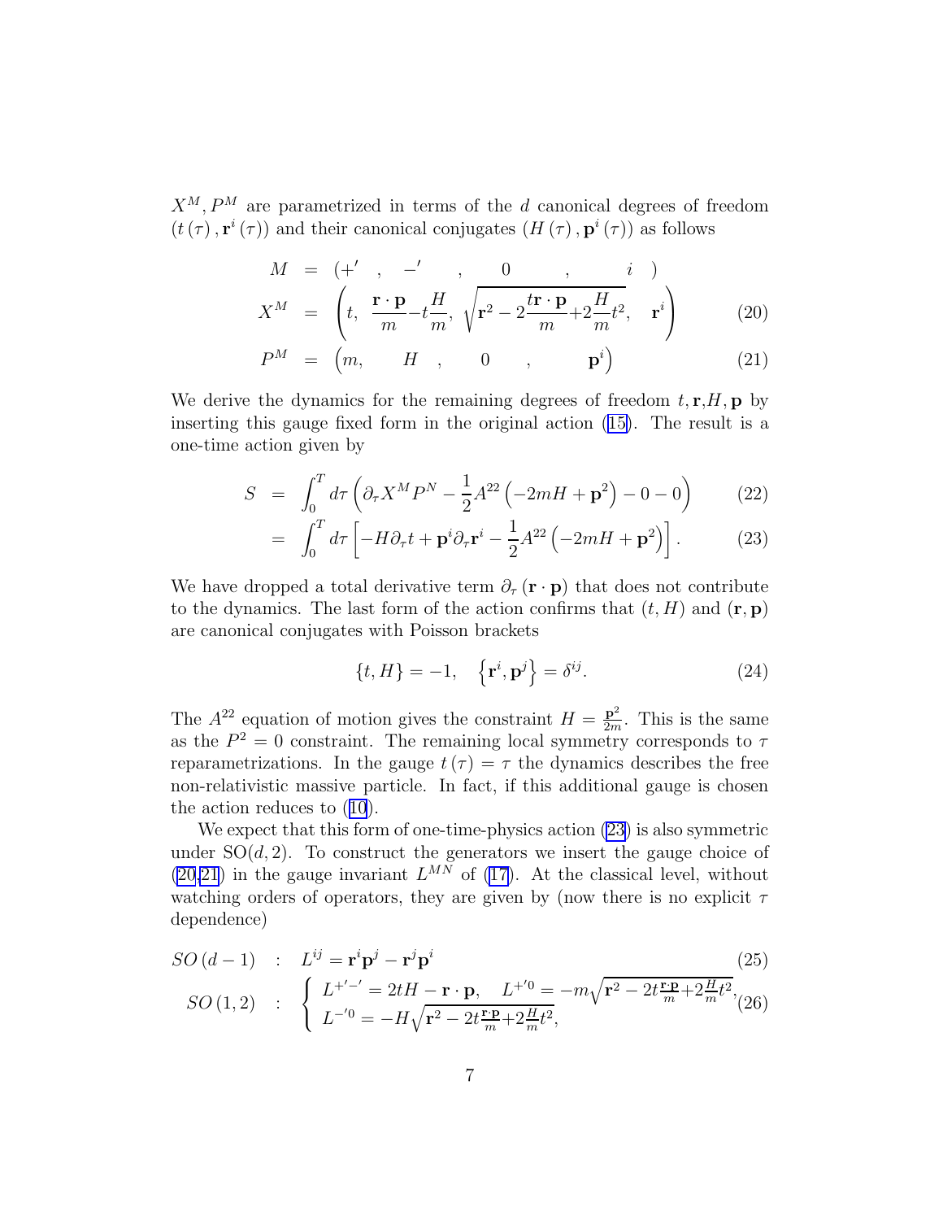$X^M, P^M$ are parametrized in terms of the $d$ canonical degrees of freedom $(t(\tau), \mathbf{r}^i(\tau))$ and their canonical conjugates $(H(\tau), \mathbf{p}^i(\tau))$ as follows

$$
\begin{aligned}
M &= \left(+', \quad -', \quad 0, \quad i\right) \\
X^M &= \left(t,\ \frac{\mathbf{r}\cdot\mathbf{p}}{m} - t\frac{H}{m},\ \sqrt{\mathbf{r}^2 - 2\frac{t\mathbf{r}\cdot\mathbf{p}}{m} + 2\frac{H}{m}t^2},\quad \mathbf{r}^i\right) \qquad (20) \\
P^M &= \left(m, \quad H, \quad 0, \quad \mathbf{p}^i\right) \qquad (21)
\end{aligned}
$$

We derive the dynamics for the remaining degrees of freedom $t, \mathbf{r}, H, \mathbf{p}$ by inserting this gauge fixed form in the original action (15). The result is a one-time action given by

$$
\begin{aligned}
S &= \int_0^T d\tau \left(\partial_\tau X^M P^N - \frac{1}{2}A^{22}\left(-2mH + \mathbf{p}^2\right) - 0 - 0\right) \qquad (22) \\
&= \int_0^T d\tau \left[-H\partial_\tau t + \mathbf{p}^i \partial_\tau \mathbf{r}^i - \frac{1}{2}A^{22}\left(-2mH + \mathbf{p}^2\right)\right]. \qquad (23)
\end{aligned}
$$

We have dropped a total derivative term $\partial_\tau(\mathbf{r}\cdot\mathbf{p})$ that does not contribute to the dynamics. The last form of the action confirms that $(t, H)$ and $(\mathbf{r}, \mathbf{p})$ are canonical conjugates with Poisson brackets

$$
\{t, H\} = -1, \quad \left\{\mathbf{r}^i, \mathbf{p}^j\right\} = \delta^{ij}. \qquad (24)
$$

The $A^{22}$ equation of motion gives the constraint $H = \frac{\mathbf{p}^2}{2m}$. This is the same as the $P^2 = 0$ constraint. The remaining local symmetry corresponds to $\tau$ reparametrizations. In the gauge $t(\tau) = \tau$ the dynamics describes the free non-relativistic massive particle. In fact, if this additional gauge is chosen the action reduces to (10).

We expect that this form of one-time-physics action (23) is also symmetric under SO$(d, 2)$. To construct the generators we insert the gauge choice of (20,21) in the gauge invariant $L^{MN}$ of (17). At the classical level, without watching orders of operators, they are given by (now there is no explicit $\tau$ dependence)

$$
SO(d-1) \quad : \quad L^{ij} = \mathbf{r}^i\mathbf{p}^j - \mathbf{r}^j\mathbf{p}^i \qquad (25)
$$

$$
SO(1,2) \quad : \quad \begin{cases} L^{+'-'} = 2tH - \mathbf{r}\cdot\mathbf{p}, \quad L^{+'0} = -m\sqrt{\mathbf{r}^2 - 2t\frac{\mathbf{r}\cdot\mathbf{p}}{m} + 2\frac{H}{m}t^2}, \\ L^{-'0} = -H\sqrt{\mathbf{r}^2 - 2t\frac{\mathbf{r}\cdot\mathbf{p}}{m} + 2\frac{H}{m}t^2}, \end{cases} \qquad (26)
$$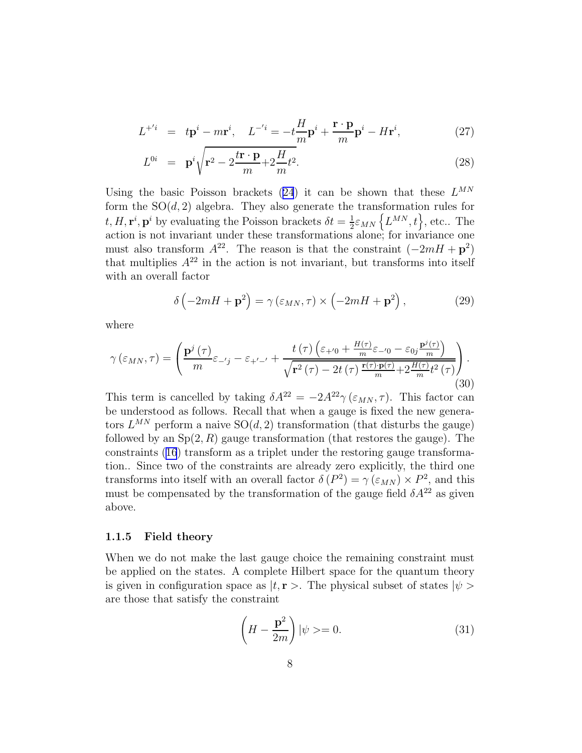$$L^{+'i} = t\mathbf{p}^i - m\mathbf{r}^i, \quad L^{-'i} = -t\frac{H}{m}\mathbf{p}^i + \frac{\mathbf{r}\cdot\mathbf{p}}{m}\mathbf{p}^i - H\mathbf{r}^i, \tag{27}$$

$$L^{0i} = \mathbf{p}^i\sqrt{\mathbf{r}^2 - 2\frac{t\mathbf{r}\cdot\mathbf{p}}{m} + 2\frac{H}{m}t^2}. \tag{28}$$

Using the basic Poisson brackets (24) it can be shown that these $L^{MN}$ form the $\mathrm{SO}(d,2)$ algebra. They also generate the transformation rules for $t, H, \mathbf{r}^i, \mathbf{p}^i$ by evaluating the Poisson brackets $\delta t = \frac{1}{2}\varepsilon_{MN}\left\{L^{MN}, t\right\}$, etc.. The action is not invariant under these transformations alone; for invariance one must also transform $A^{22}$. The reason is that the constraint $(-2mH + \mathbf{p}^2)$ that multiplies $A^{22}$ in the action is not invariant, but transforms into itself with an overall factor

$$\delta\left(-2mH + \mathbf{p}^2\right) = \gamma\left(\varepsilon_{MN}, \tau\right) \times \left(-2mH + \mathbf{p}^2\right), \tag{29}$$

where

$$\gamma\left(\varepsilon_{MN}, \tau\right) = \left(\frac{\mathbf{p}^j\left(\tau\right)}{m}\varepsilon_{-'j} - \varepsilon_{+'-'} + \frac{t\left(\tau\right)\left(\varepsilon_{+'0} + \frac{H(\tau)}{m}\varepsilon_{-'0} - \varepsilon_{0j}\frac{\mathbf{p}^j(\tau)}{m}\right)}{\sqrt{\mathbf{r}^2\left(\tau\right) - 2t\left(\tau\right)\frac{\mathbf{r}(\tau)\cdot\mathbf{p}(\tau)}{m} + 2\frac{H(\tau)}{m}t^2\left(\tau\right)}}\right). \tag{30}$$

This term is cancelled by taking $\delta A^{22} = -2A^{22}\gamma\left(\varepsilon_{MN}, \tau\right)$. This factor can be understood as follows. Recall that when a gauge is fixed the new generators $L^{MN}$ perform a naive $\mathrm{SO}(d,2)$ transformation (that disturbs the gauge) followed by an $\mathrm{Sp}(2,R)$ gauge transformation (that restores the gauge). The constraints (16) transform as a triplet under the restoring gauge transformation.. Since two of the constraints are already zero explicitly, the third one transforms into itself with an overall factor $\delta\left(P^2\right) = \gamma\left(\varepsilon_{MN}\right) \times P^2$, and this must be compensated by the transformation of the gauge field $\delta A^{22}$ as given above.

### 1.1.5 Field theory

When we do not make the last gauge choice the remaining constraint must be applied on the states. A complete Hilbert space for the quantum theory is given in configuration space as $|t, \mathbf{r}>$. The physical subset of states $|\psi>$ are those that satisfy the constraint

$$\left(H - \frac{\mathbf{p}^2}{2m}\right)|\psi> = 0. \tag{31}$$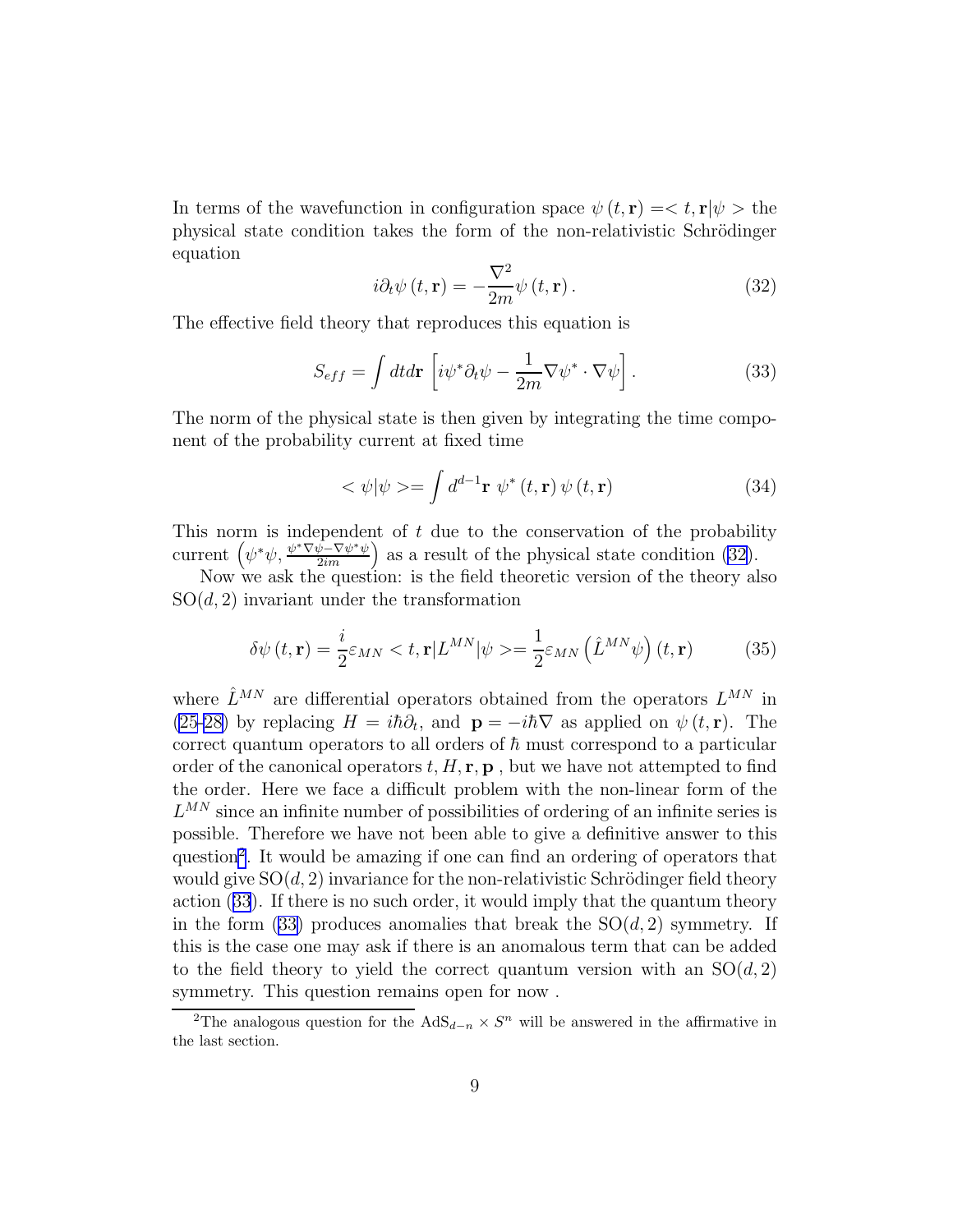In terms of the wavefunction in configuration space $\psi(t,\mathbf{r}) = <t,\mathbf{r}|\psi>$ the physical state condition takes the form of the non-relativistic Schrödinger equation

$$i\partial_t \psi(t,\mathbf{r}) = -\frac{\nabla^2}{2m}\psi(t,\mathbf{r}). \tag{32}$$

The effective field theory that reproduces this equation is

$$S_{eff} = \int dt d\mathbf{r} \left[ i\psi^* \partial_t \psi - \frac{1}{2m}\nabla\psi^* \cdot \nabla\psi \right]. \tag{33}$$

The norm of the physical state is then given by integrating the time component of the probability current at fixed time

$$<\psi|\psi> = \int d^{d-1}\mathbf{r} \ \psi^*(t,\mathbf{r})\,\psi(t,\mathbf{r}) \tag{34}$$

This norm is independent of $t$ due to the conservation of the probability current $\left(\psi^*\psi, \frac{\psi^*\nabla\psi - \nabla\psi^*\psi}{2im}\right)$ as a result of the physical state condition (32).

Now we ask the question: is the field theoretic version of the theory also $\mathrm{SO}(d,2)$ invariant under the transformation

$$\delta\psi(t,\mathbf{r}) = \frac{i}{2}\varepsilon_{MN} <t,\mathbf{r}|L^{MN}|\psi> = \frac{1}{2}\varepsilon_{MN}\left(\hat{L}^{MN}\psi\right)(t,\mathbf{r}) \tag{35}$$

where $\hat{L}^{MN}$ are differential operators obtained from the operators $L^{MN}$ in (25-28) by replacing $H = i\hbar\partial_t$, and $\mathbf{p} = -i\hbar\nabla$ as applied on $\psi(t,\mathbf{r})$. The correct quantum operators to all orders of $\hbar$ must correspond to a particular order of the canonical operators $t, H, \mathbf{r}, \mathbf{p}$ , but we have not attempted to find the order. Here we face a difficult problem with the non-linear form of the $L^{MN}$ since an infinite number of possibilities of ordering of an infinite series is possible. Therefore we have not been able to give a definitive answer to this question[2]. It would be amazing if one can find an ordering of operators that would give $\mathrm{SO}(d,2)$ invariance for the non-relativistic Schrödinger field theory action (33). If there is no such order, it would imply that the quantum theory in the form (33) produces anomalies that break the $\mathrm{SO}(d,2)$ symmetry. If this is the case one may ask if there is an anomalous term that can be added to the field theory to yield the correct quantum version with an $\mathrm{SO}(d,2)$ symmetry. This question remains open for now .

[2] The analogous question for the $\mathrm{AdS}_{d-n} \times S^n$ will be answered in the affirmative in the last section.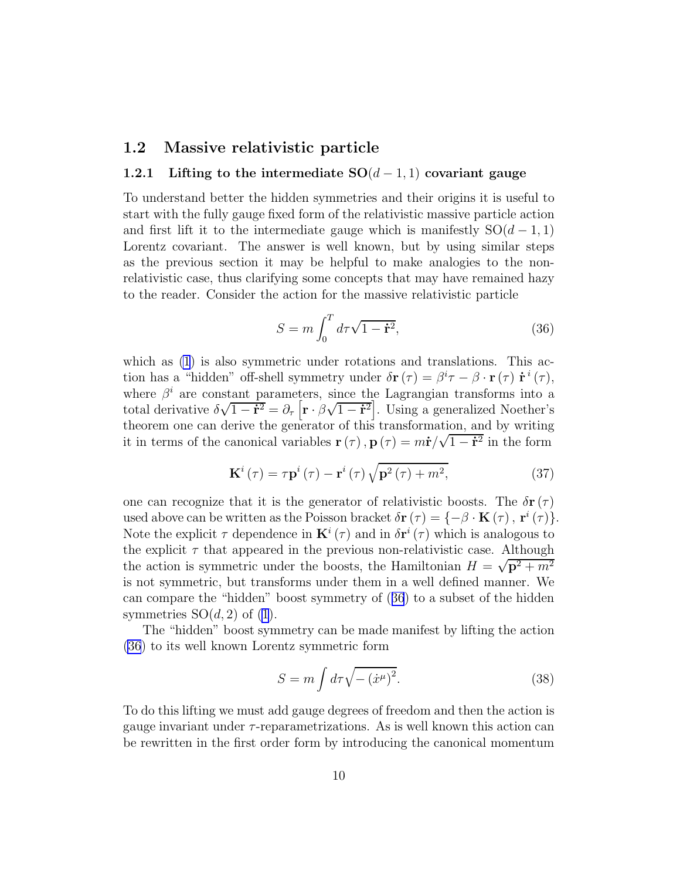## 1.2 Massive relativistic particle

### 1.2.1 Lifting to the intermediate SO$(d-1,1)$ covariant gauge

To understand better the hidden symmetries and their origins it is useful to start with the fully gauge fixed form of the relativistic massive particle action and first lift it to the intermediate gauge which is manifestly SO$(d-1,1)$ Lorentz covariant. The answer is well known, but by using similar steps as the previous section it may be helpful to make analogies to the non-relativistic case, thus clarifying some concepts that may have remained hazy to the reader. Consider the action for the massive relativistic particle

$$S = m\int_0^T d\tau\sqrt{1-\dot{\mathbf{r}}^2}, \tag{36}$$

which as (1) is also symmetric under rotations and translations. This action has a "hidden" off-shell symmetry under $\delta\mathbf{r}(\tau) = \beta^i\tau - \beta\cdot\mathbf{r}(\tau)\,\dot{\mathbf{r}}^i(\tau)$, where $\beta^i$ are constant parameters, since the Lagrangian transforms into a total derivative $\delta\sqrt{1-\dot{\mathbf{r}}^2} = \partial_\tau\left[\mathbf{r}\cdot\beta\sqrt{1-\dot{\mathbf{r}}^2}\right]$. Using a generalized Noether's theorem one can derive the generator of this transformation, and by writing it in terms of the canonical variables $\mathbf{r}(\tau), \mathbf{p}(\tau) = m\dot{\mathbf{r}}/\sqrt{1-\dot{\mathbf{r}}^2}$ in the form

$$\mathbf{K}^i(\tau) = \tau\mathbf{p}^i(\tau) - \mathbf{r}^i(\tau)\sqrt{\mathbf{p}^2(\tau)+m^2}, \tag{37}$$

one can recognize that it is the generator of relativistic boosts. The $\delta\mathbf{r}(\tau)$ used above can be written as the Poisson bracket $\delta\mathbf{r}(\tau) = \{-\beta\cdot\mathbf{K}(\tau), \mathbf{r}^i(\tau)\}$. Note the explicit $\tau$ dependence in $\mathbf{K}^i(\tau)$ and in $\delta\mathbf{r}^i(\tau)$ which is analogous to the explicit $\tau$ that appeared in the previous non-relativistic case. Although the action is symmetric under the boosts, the Hamiltonian $H = \sqrt{\mathbf{p}^2+m^2}$ is not symmetric, but transforms under them in a well defined manner. We can compare the "hidden" boost symmetry of (36) to a subset of the hidden symmetries SO$(d,2)$ of (1).

The "hidden" boost symmetry can be made manifest by lifting the action (36) to its well known Lorentz symmetric form

$$S = m\int d\tau\sqrt{-\left(\dot{x}^\mu\right)^2}. \tag{38}$$

To do this lifting we must add gauge degrees of freedom and then the action is gauge invariant under $\tau$-reparametrizations. As is well known this action can be rewritten in the first order form by introducing the canonical momentum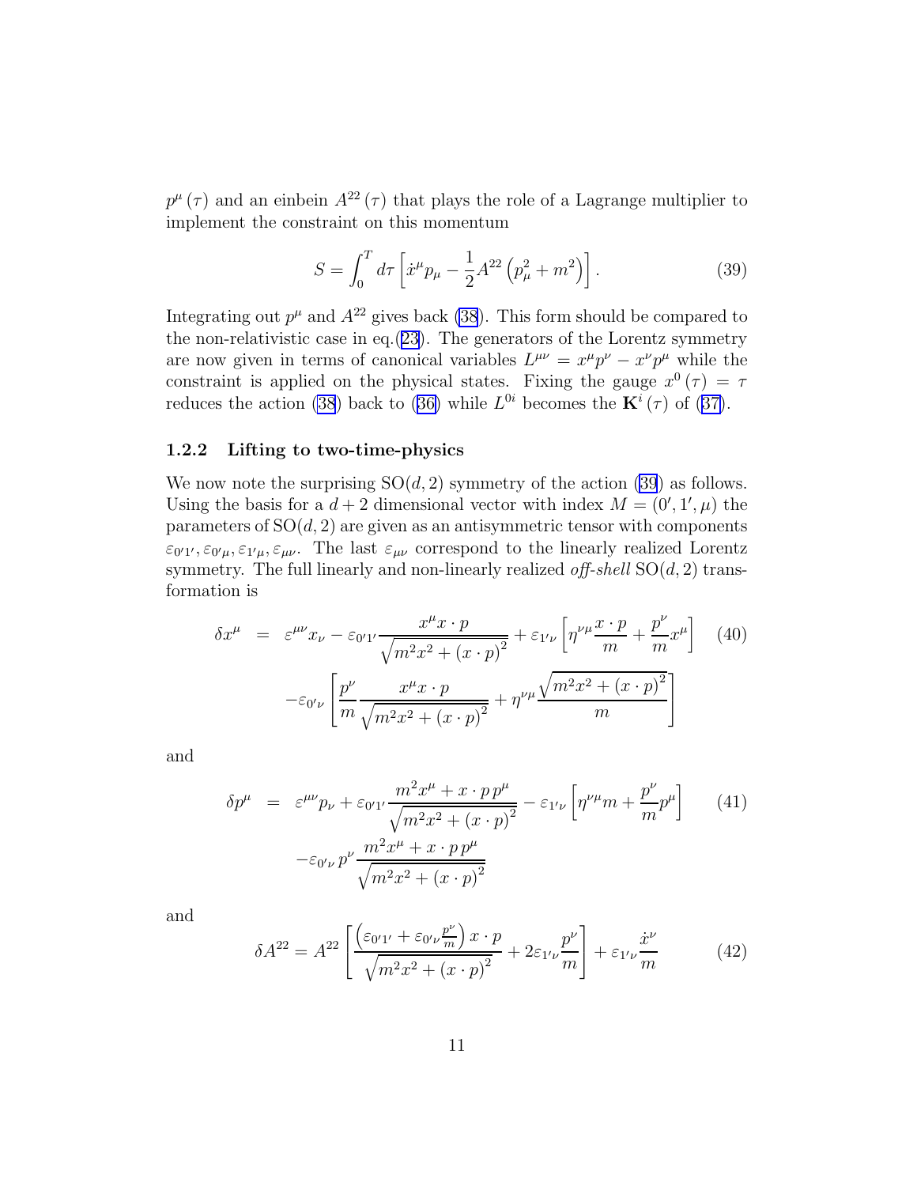$p^{\mu}(\tau)$ and an einbein $A^{22}(\tau)$ that plays the role of a Lagrange multiplier to implement the constraint on this momentum

$$S = \int_0^T d\tau \left[ \dot{x}^{\mu} p_{\mu} - \frac{1}{2} A^{22} \left( p_{\mu}^2 + m^2 \right) \right]. \tag{39}$$

Integrating out $p^{\mu}$ and $A^{22}$ gives back (38). This form should be compared to the non-relativistic case in eq.(23). The generators of the Lorentz symmetry are now given in terms of canonical variables $L^{\mu\nu} = x^{\mu} p^{\nu} - x^{\nu} p^{\mu}$ while the constraint is applied on the physical states. Fixing the gauge $x^0(\tau) = \tau$ reduces the action (38) back to (36) while $L^{0i}$ becomes the $\mathbf{K}^i(\tau)$ of (37).

### 1.2.2 Lifting to two-time-physics

We now note the surprising $\mathrm{SO}(d,2)$ symmetry of the action (39) as follows. Using the basis for a $d+2$ dimensional vector with index $M = (0', 1', \mu)$ the parameters of $\mathrm{SO}(d,2)$ are given as an antisymmetric tensor with components $\varepsilon_{0'1'}, \varepsilon_{0'\mu}, \varepsilon_{1'\mu}, \varepsilon_{\mu\nu}$. The last $\varepsilon_{\mu\nu}$ correspond to the linearly realized Lorentz symmetry. The full linearly and non-linearly realized *off-shell* $\mathrm{SO}(d,2)$ transformation is

$$\begin{aligned} \delta x^{\mu} &= \varepsilon^{\mu\nu} x_{\nu} - \varepsilon_{0'1'} \frac{x^{\mu} x \cdot p}{\sqrt{m^2 x^2 + (x \cdot p)^2}} + \varepsilon_{1'\nu} \left[ \eta^{\nu\mu} \frac{x \cdot p}{m} + \frac{p^{\nu}}{m} x^{\mu} \right] \\ &\quad - \varepsilon_{0'\nu} \left[ \frac{p^{\nu}}{m} \frac{x^{\mu} x \cdot p}{\sqrt{m^2 x^2 + (x \cdot p)^2}} + \eta^{\nu\mu} \frac{\sqrt{m^2 x^2 + (x \cdot p)^2}}{m} \right] \end{aligned} \tag{40}$$

and

$$\begin{aligned} \delta p^{\mu} &= \varepsilon^{\mu\nu} p_{\nu} + \varepsilon_{0'1'} \frac{m^2 x^{\mu} + x \cdot p \, p^{\mu}}{\sqrt{m^2 x^2 + (x \cdot p)^2}} - \varepsilon_{1'\nu} \left[ \eta^{\nu\mu} m + \frac{p^{\nu}}{m} p^{\mu} \right] \\ &\quad - \varepsilon_{0'\nu} \, p^{\nu} \frac{m^2 x^{\mu} + x \cdot p \, p^{\mu}}{\sqrt{m^2 x^2 + (x \cdot p)^2}} \end{aligned} \tag{41}$$

and

$$\delta A^{22} = A^{22} \left[ \frac{\left( \varepsilon_{0'1'} + \varepsilon_{0'\nu} \frac{p^{\nu}}{m} \right) x \cdot p}{\sqrt{m^2 x^2 + (x \cdot p)^2}} + 2 \varepsilon_{1'\nu} \frac{p^{\nu}}{m} \right] + \varepsilon_{1'\nu} \frac{\dot{x}^{\nu}}{m} \tag{42}$$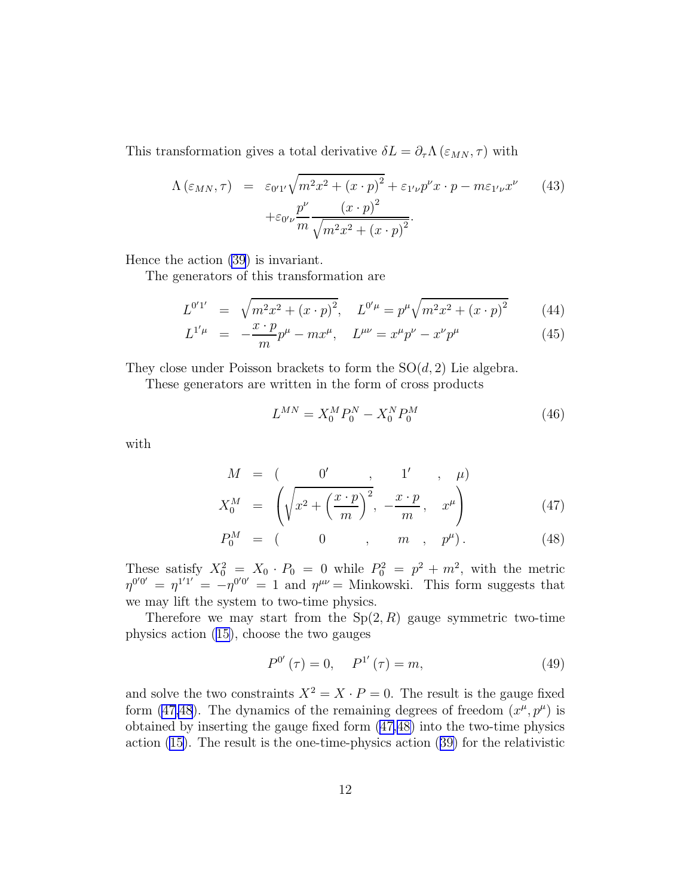This transformation gives a total derivative $\delta L = \partial_\tau \Lambda\left(\varepsilon_{MN}, \tau\right)$ with

$$
\begin{aligned}
\Lambda\left(\varepsilon_{MN}, \tau\right) &= \varepsilon_{0'1'} \sqrt{m^2 x^2 + \left(x \cdot p\right)^2} + \varepsilon_{1'\nu} p^\nu x \cdot p - m \varepsilon_{1'\nu} x^\nu \\
&\quad + \varepsilon_{0'\nu} \frac{p^\nu}{m} \frac{\left(x \cdot p\right)^2}{\sqrt{m^2 x^2 + \left(x \cdot p\right)^2}}.
\end{aligned} \tag{43}
$$

Hence the action (39) is invariant.

The generators of this transformation are

$$
L^{0'1'} = \sqrt{m^2 x^2 + \left(x \cdot p\right)^2}, \quad L^{0'\mu} = p^\mu \sqrt{m^2 x^2 + \left(x \cdot p\right)^2} \tag{44}
$$

$$
L^{1'\mu} = -\frac{x \cdot p}{m} p^\mu - m x^\mu, \quad L^{\mu\nu} = x^\mu p^\nu - x^\nu p^\mu \tag{45}
$$

They close under Poisson brackets to form the $\mathrm{SO}(d,2)$ Lie algebra.

These generators are written in the form of cross products

$$
L^{MN} = X_0^M P_0^N - X_0^N P_0^M \tag{46}
$$

with

$$
\begin{aligned}
M &= \left( \quad 0' \quad , \quad 1' \quad , \quad \mu \right) \\
X_0^M &= \left( \sqrt{x^2 + \left(\frac{x \cdot p}{m}\right)^2}, \; -\frac{x \cdot p}{m}, \quad x^\mu \right) && (47) \\
P_0^M &= \left( \quad 0 \quad , \quad m \quad , \quad p^\mu \right). && (48)
\end{aligned}
$$

These satisfy $X_0^2 = X_0 \cdot P_0 = 0$ while $P_0^2 = p^2 + m^2$, with the metric $\eta^{0'0'} = \eta^{1'1'} = -\eta^{0'0'} = 1$ and $\eta^{\mu\nu} =$ Minkowski. This form suggests that we may lift the system to two-time physics.

Therefore we may start from the $\mathrm{Sp}(2,R)$ gauge symmetric two-time physics action (15), choose the two gauges

$$
P^{0'}\left(\tau\right) = 0, \quad P^{1'}\left(\tau\right) = m, \tag{49}
$$

and solve the two constraints $X^2 = X \cdot P = 0$. The result is the gauge fixed form (47,48). The dynamics of the remaining degrees of freedom $\left(x^\mu, p^\mu\right)$ is obtained by inserting the gauge fixed form (47,48) into the two-time physics action (15). The result is the one-time-physics action (39) for the relativistic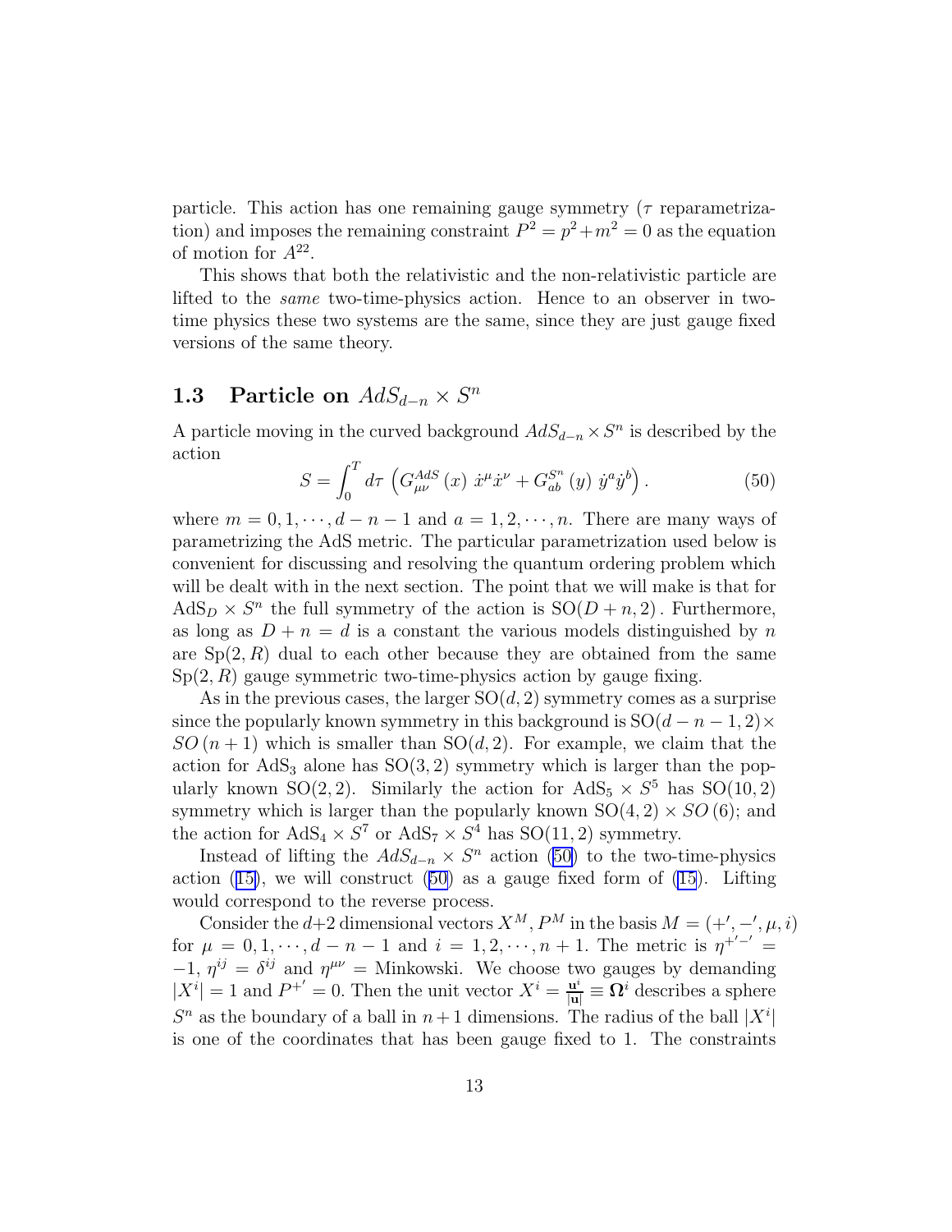particle. This action has one remaining gauge symmetry ($\tau$ reparametrization) and imposes the remaining constraint $P^2 = p^2 + m^2 = 0$ as the equation of motion for $A^{22}$.

This shows that both the relativistic and the non-relativistic particle are lifted to the *same* two-time-physics action. Hence to an observer in two-time physics these two systems are the same, since they are just gauge fixed versions of the same theory.

### 1.3 Particle on $AdS_{d-n} \times S^n$

A particle moving in the curved background $AdS_{d-n} \times S^n$ is described by the action

$$S = \int_0^T d\tau \, \left( G_{\mu\nu}^{AdS}(x) \, \dot{x}^\mu \dot{x}^\nu + G_{ab}^{S^n}(y) \, \dot{y}^a \dot{y}^b \right). \tag{50}$$

where $m = 0, 1, \cdots, d-n-1$ and $a = 1, 2, \cdots, n$. There are many ways of parametrizing the AdS metric. The particular parametrization used below is convenient for discussing and resolving the quantum ordering problem which will be dealt with in the next section. The point that we will make is that for $\mathrm{AdS}_D \times S^n$ the full symmetry of the action is $\mathrm{SO}(D+n, 2)$. Furthermore, as long as $D + n = d$ is a constant the various models distinguished by $n$ are $\mathrm{Sp}(2, R)$ dual to each other because they are obtained from the same $\mathrm{Sp}(2, R)$ gauge symmetric two-time-physics action by gauge fixing.

As in the previous cases, the larger $\mathrm{SO}(d, 2)$ symmetry comes as a surprise since the popularly known symmetry in this background is $\mathrm{SO}(d-n-1, 2) \times SO(n+1)$ which is smaller than $\mathrm{SO}(d, 2)$. For example, we claim that the action for $\mathrm{AdS}_3$ alone has $\mathrm{SO}(3, 2)$ symmetry which is larger than the popularly known $\mathrm{SO}(2, 2)$. Similarly the action for $\mathrm{AdS}_5 \times S^5$ has $\mathrm{SO}(10, 2)$ symmetry which is larger than the popularly known $\mathrm{SO}(4, 2) \times SO(6)$; and the action for $\mathrm{AdS}_4 \times S^7$ or $\mathrm{AdS}_7 \times S^4$ has $\mathrm{SO}(11, 2)$ symmetry.

Instead of lifting the $AdS_{d-n} \times S^n$ action (50) to the two-time-physics action (15), we will construct (50) as a gauge fixed form of (15). Lifting would correspond to the reverse process.

Consider the $d+2$ dimensional vectors $X^M, P^M$ in the basis $M = (+', -', \mu, i)$ for $\mu = 0, 1, \cdots, d-n-1$ and $i = 1, 2, \cdots, n+1$. The metric is $\eta^{+'-'} = -1$, $\eta^{ij} = \delta^{ij}$ and $\eta^{\mu\nu} =$ Minkowski. We choose two gauges by demanding $|X^i| = 1$ and $P^{+'} = 0$. Then the unit vector $X^i = \frac{\mathbf{u}^i}{|\mathbf{u}|} \equiv \mathbf{\Omega}^i$ describes a sphere $S^n$ as the boundary of a ball in $n+1$ dimensions. The radius of the ball $|X^i|$ is one of the coordinates that has been gauge fixed to 1. The constraints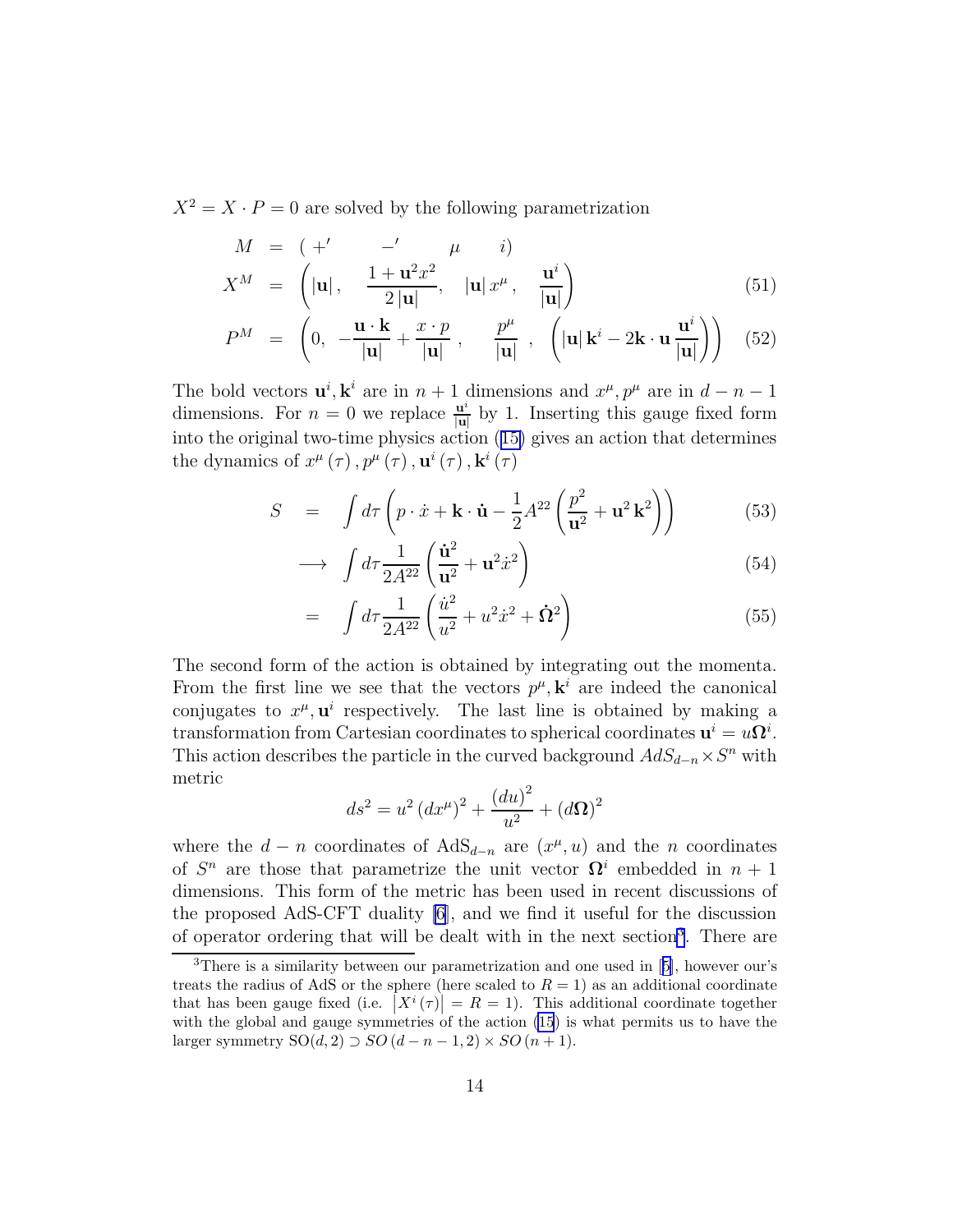$X^2 = X \cdot P = 0$ are solved by the following parametrization

$$
\begin{aligned}
M &= \left( +' \qquad -' \qquad \mu \qquad i \right) \\
X^M &= \left( |\mathbf{u}|, \quad \frac{1+\mathbf{u}^2 x^2}{2|\mathbf{u}|}, \quad |\mathbf{u}|\, x^\mu, \quad \frac{\mathbf{u}^i}{|\mathbf{u}|} \right) \qquad (51) \\
P^M &= \left( 0, \ -\frac{\mathbf{u}\cdot\mathbf{k}}{|\mathbf{u}|} + \frac{x\cdot p}{|\mathbf{u}|}, \quad \frac{p^\mu}{|\mathbf{u}|}, \ \left( |\mathbf{u}|\, \mathbf{k}^i - 2\mathbf{k}\cdot\mathbf{u}\, \frac{\mathbf{u}^i}{|\mathbf{u}|} \right) \right) \qquad (52)
\end{aligned}
$$

The bold vectors $\mathbf{u}^i, \mathbf{k}^i$ are in $n+1$ dimensions and $x^\mu, p^\mu$ are in $d-n-1$ dimensions. For $n=0$ we replace $\frac{\mathbf{u}^i}{|\mathbf{u}|}$ by 1. Inserting this gauge fixed form into the original two-time physics action (15) gives an action that determines the dynamics of $x^\mu(\tau), p^\mu(\tau), \mathbf{u}^i(\tau), \mathbf{k}^i(\tau)$

$$
\begin{aligned}
S &= \int d\tau \left( p\cdot\dot{x} + \mathbf{k}\cdot\dot{\mathbf{u}} - \frac{1}{2} A^{22} \left( \frac{p^2}{\mathbf{u}^2} + \mathbf{u}^2\, \mathbf{k}^2 \right) \right) \qquad (53) \\
&\longrightarrow \int d\tau \frac{1}{2A^{22}} \left( \frac{\dot{\mathbf{u}}^2}{\mathbf{u}^2} + \mathbf{u}^2 \dot{x}^2 \right) \qquad (54) \\
&= \int d\tau \frac{1}{2A^{22}} \left( \frac{\dot{u}^2}{u^2} + u^2 \dot{x}^2 + \dot{\mathbf{\Omega}}^2 \right) \qquad (55)
\end{aligned}
$$

The second form of the action is obtained by integrating out the momenta. From the first line we see that the vectors $p^\mu, \mathbf{k}^i$ are indeed the canonical conjugates to $x^\mu, \mathbf{u}^i$ respectively. The last line is obtained by making a transformation from Cartesian coordinates to spherical coordinates $\mathbf{u}^i = u\mathbf{\Omega}^i$. This action describes the particle in the curved background $AdS_{d-n} \times S^n$ with metric

$$
ds^2 = u^2 \left(dx^\mu\right)^2 + \frac{(du)^2}{u^2} + (d\mathbf{\Omega})^2
$$

where the $d-n$ coordinates of $\mathrm{AdS}_{d-n}$ are $(x^\mu, u)$ and the $n$ coordinates of $S^n$ are those that parametrize the unit vector $\mathbf{\Omega}^i$ embedded in $n+1$ dimensions. This form of the metric has been used in recent discussions of the proposed AdS-CFT duality [6], and we find it useful for the discussion of operator ordering that will be dealt with in the next section[3]. There are

---

[3] There is a similarity between our parametrization and one used in [5], however our's treats the radius of AdS or the sphere (here scaled to $R=1$) as an additional coordinate that has been gauge fixed (i.e. $\left|X^i(\tau)\right| = R = 1$). This additional coordinate together with the global and gauge symmetries of the action (15) is what permits us to have the larger symmetry $\mathrm{SO}(d,2) \supset SO(d-n-1,2) \times SO(n+1)$.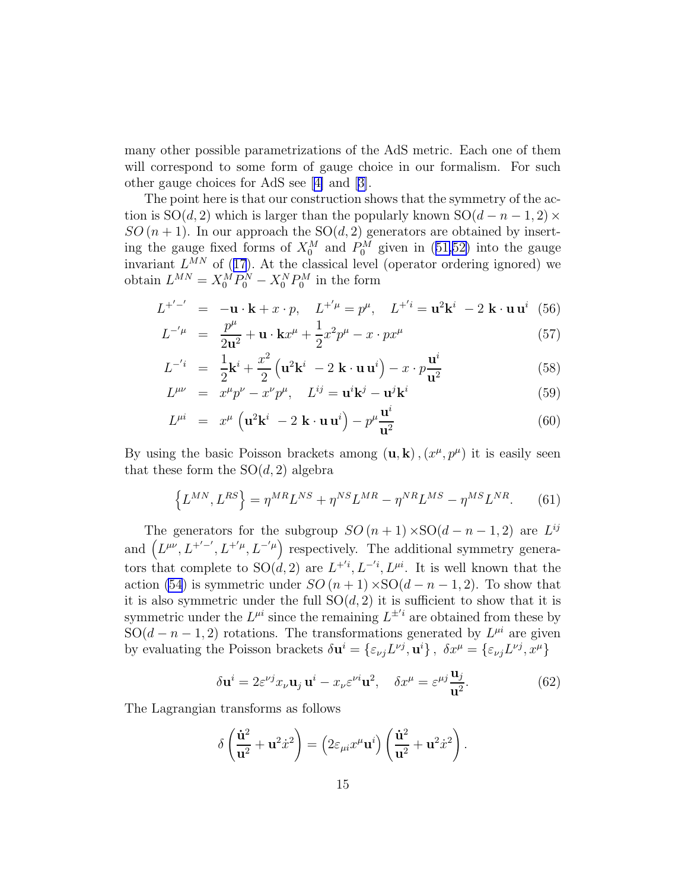many other possible parametrizations of the AdS metric. Each one of them will correspond to some form of gauge choice in our formalism. For such other gauge choices for AdS see [4] and [3].

The point here is that our construction shows that the symmetry of the action is $\mathrm{SO}(d,2)$ which is larger than the popularly known $\mathrm{SO}(d-n-1,2)\times SO(n+1)$. In our approach the $\mathrm{SO}(d,2)$ generators are obtained by inserting the gauge fixed forms of $X_0^M$ and $P_0^M$ given in (51,52) into the gauge invariant $L^{MN}$ of (17). At the classical level (operator ordering ignored) we obtain $L^{MN}=X_0^M P_0^N - X_0^N P_0^M$ in the form

$$
\begin{aligned}
L^{+'-'} &= -\mathbf{u}\cdot\mathbf{k}+x\cdot p, \quad L^{+'\mu}=p^\mu, \quad L^{+'i}=\mathbf{u}^2\mathbf{k}^i-2\,\mathbf{k}\cdot\mathbf{u}\,\mathbf{u}^i \qquad (56)\\
L^{-'\mu} &= \frac{p^\mu}{2\mathbf{u}^2}+\mathbf{u}\cdot\mathbf{k}x^\mu+\frac{1}{2}x^2p^\mu-x\cdot px^\mu \qquad (57)\\
L^{-'i} &= \frac{1}{2}\mathbf{k}^i+\frac{x^2}{2}\left(\mathbf{u}^2\mathbf{k}^i-2\,\mathbf{k}\cdot\mathbf{u}\,\mathbf{u}^i\right)-x\cdot p\frac{\mathbf{u}^i}{\mathbf{u}^2} \qquad (58)\\
L^{\mu\nu} &= x^\mu p^\nu - x^\nu p^\mu, \quad L^{ij}=\mathbf{u}^i\mathbf{k}^j-\mathbf{u}^j\mathbf{k}^i \qquad (59)\\
L^{\mu i} &= x^\mu\left(\mathbf{u}^2\mathbf{k}^i-2\,\mathbf{k}\cdot\mathbf{u}\,\mathbf{u}^i\right)-p^\mu\frac{\mathbf{u}^i}{\mathbf{u}^2} \qquad (60)
\end{aligned}
$$

By using the basic Poisson brackets among $(\mathbf{u},\mathbf{k}),(x^\mu,p^\mu)$ it is easily seen that these form the $\mathrm{SO}(d,2)$ algebra

$$
\left\{L^{MN},L^{RS}\right\}=\eta^{MR}L^{NS}+\eta^{NS}L^{MR}-\eta^{NR}L^{MS}-\eta^{MS}L^{NR}. \qquad (61)
$$

The generators for the subgroup $SO(n+1)\times\mathrm{SO}(d-n-1,2)$ are $L^{ij}$ and $\left(L^{\mu\nu},L^{+'-'},L^{+'\mu},L^{-'\mu}\right)$ respectively. The additional symmetry generators that complete to $\mathrm{SO}(d,2)$ are $L^{+'i},L^{-'i},L^{\mu i}$. It is well known that the action (54) is symmetric under $SO(n+1)\times\mathrm{SO}(d-n-1,2)$. To show that it is also symmetric under the full $\mathrm{SO}(d,2)$ it is sufficient to show that it is symmetric under the $L^{\mu i}$ since the remaining $L^{\pm' i}$ are obtained from these by $\mathrm{SO}(d-n-1,2)$ rotations. The transformations generated by $L^{\mu i}$ are given by evaluating the Poisson brackets $\delta\mathbf{u}^i=\left\{\varepsilon_{\nu j}L^{\nu j},\mathbf{u}^i\right\},\ \delta x^\mu=\left\{\varepsilon_{\nu j}L^{\nu j},x^\mu\right\}$

$$
\delta\mathbf{u}^i=2\varepsilon^{\nu j}x_\nu\mathbf{u}_j\,\mathbf{u}^i-x_\nu\varepsilon^{\nu i}\mathbf{u}^2, \quad \delta x^\mu=\varepsilon^{\mu j}\frac{\mathbf{u}_j}{\mathbf{u}^2}. \qquad (62)
$$

The Lagrangian transforms as follows

$$
\delta\left(\frac{\dot{\mathbf{u}}^2}{\mathbf{u}^2}+\mathbf{u}^2\dot{x}^2\right)=\left(2\varepsilon_{\mu i}x^\mu\mathbf{u}^i\right)\left(\frac{\dot{\mathbf{u}}^2}{\mathbf{u}^2}+\mathbf{u}^2\dot{x}^2\right).
$$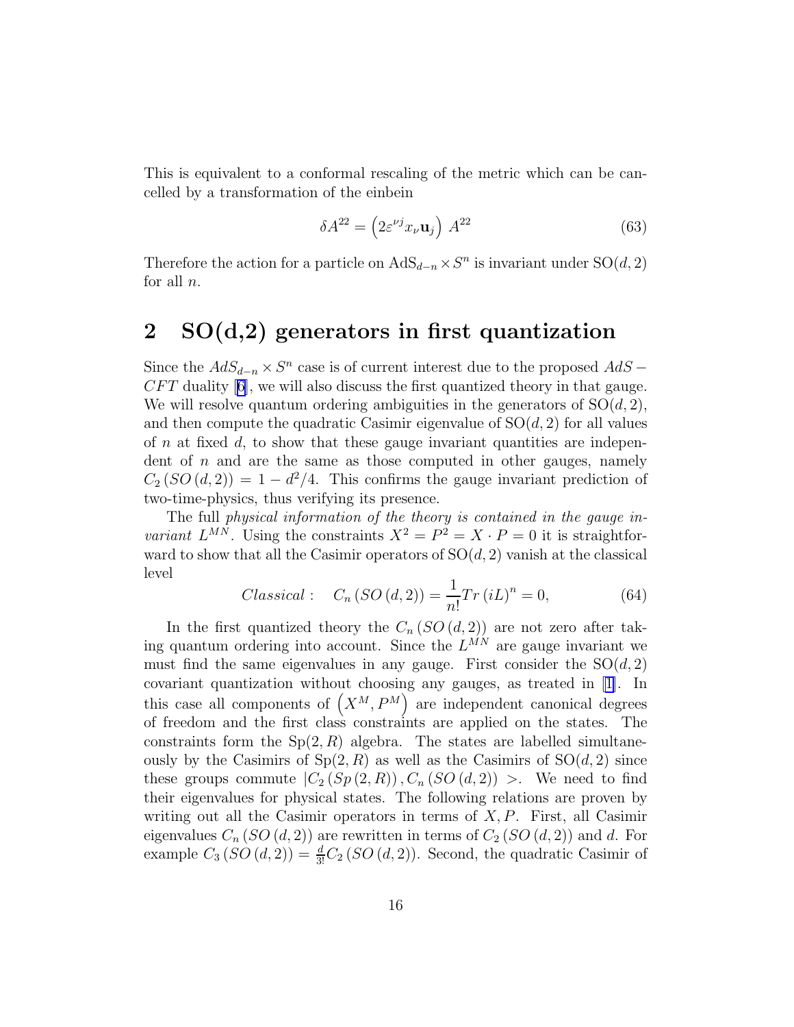This is equivalent to a conformal rescaling of the metric which can be cancelled by a transformation of the einbein

$$\delta A^{22} = \left(2\varepsilon^{\nu j} x_\nu \mathbf{u}_j\right)\ A^{22} \tag{63}$$

Therefore the action for a particle on $\mathrm{AdS}_{d-n} \times S^n$ is invariant under $\mathrm{SO}(d,2)$ for all $n$.

## 2 SO(d,2) generators in first quantization

Since the $AdS_{d-n} \times S^n$ case is of current interest due to the proposed $AdS-CFT$ duality [6], we will also discuss the first quantized theory in that gauge. We will resolve quantum ordering ambiguities in the generators of $\mathrm{SO}(d,2)$, and then compute the quadratic Casimir eigenvalue of $\mathrm{SO}(d,2)$ for all values of $n$ at fixed $d$, to show that these gauge invariant quantities are independent of $n$ and are the same as those computed in other gauges, namely $C_2\left(SO\left(d,2\right)\right) = 1 - d^2/4$. This confirms the gauge invariant prediction of two-time-physics, thus verifying its presence.

The full *physical information of the theory is contained in the gauge invariant* $L^{MN}$. Using the constraints $X^2 = P^2 = X \cdot P = 0$ it is straightforward to show that all the Casimir operators of $\mathrm{SO}(d,2)$ vanish at the classical level

$$Classical: \quad C_n\left(SO\left(d,2\right)\right) = \frac{1}{n!} Tr\left(iL\right)^n = 0, \tag{64}$$

In the first quantized theory the $C_n\left(SO\left(d,2\right)\right)$ are not zero after taking quantum ordering into account. Since the $L^{MN}$ are gauge invariant we must find the same eigenvalues in any gauge. First consider the $\mathrm{SO}(d,2)$ covariant quantization without choosing any gauges, as treated in [1]. In this case all components of $\left(X^M, P^M\right)$ are independent canonical degrees of freedom and the first class constraints are applied on the states. The constraints form the $\mathrm{Sp}(2,R)$ algebra. The states are labelled simultaneously by the Casimirs of $\mathrm{Sp}(2,R)$ as well as the Casimirs of $\mathrm{SO}(d,2)$ since these groups commute $|C_2\left(Sp\left(2,R\right)\right), C_n\left(SO\left(d,2\right)\right)\ >$. We need to find their eigenvalues for physical states. The following relations are proven by writing out all the Casimir operators in terms of $X, P$. First, all Casimir eigenvalues $C_n\left(SO\left(d,2\right)\right)$ are rewritten in terms of $C_2\left(SO\left(d,2\right)\right)$ and $d$. For example $C_3\left(SO\left(d,2\right)\right) = \frac{d}{3!} C_2\left(SO\left(d,2\right)\right)$. Second, the quadratic Casimir of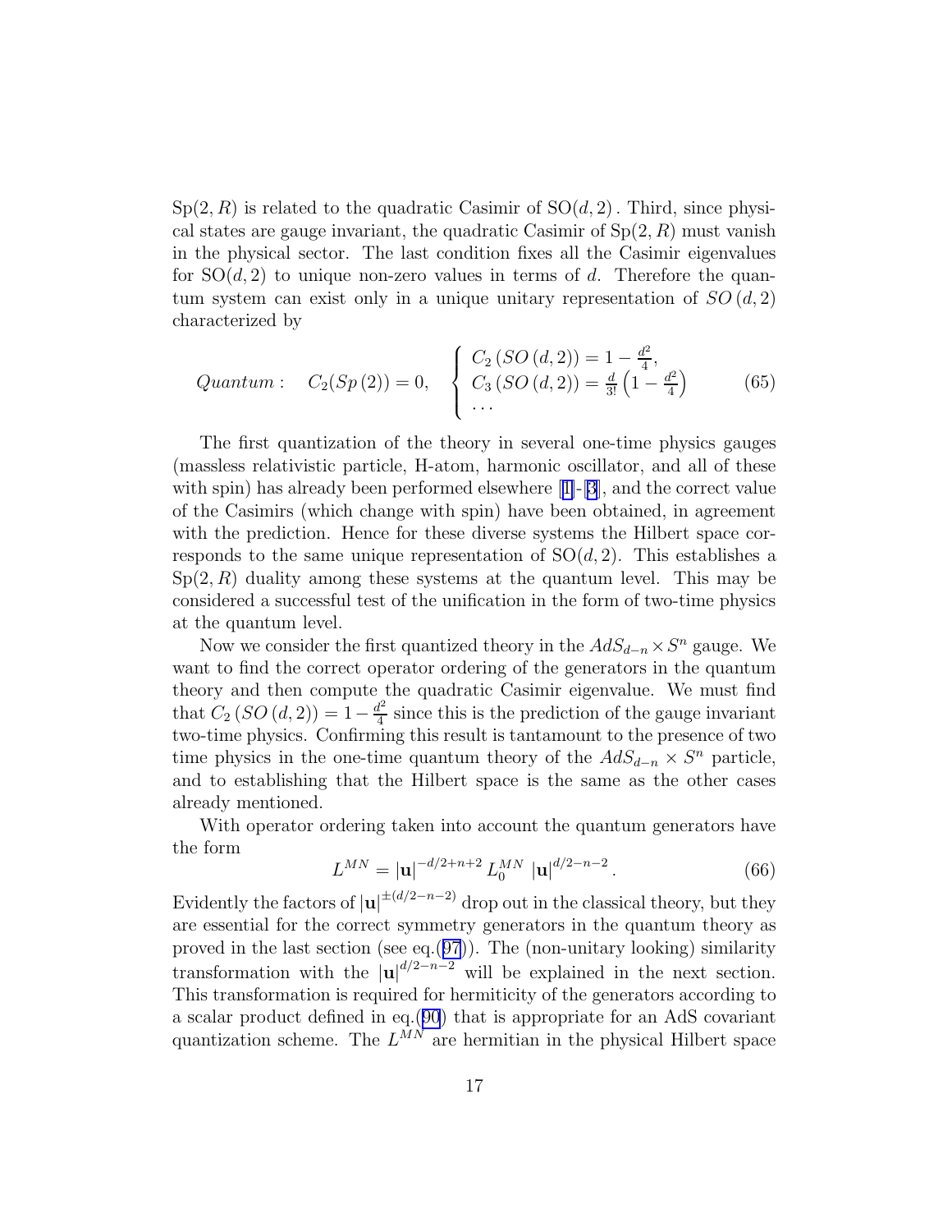Sp$(2,R)$ is related to the quadratic Casimir of SO$(d,2)$. Third, since physical states are gauge invariant, the quadratic Casimir of Sp$(2,R)$ must vanish in the physical sector. The last condition fixes all the Casimir eigenvalues for SO$(d,2)$ to unique non-zero values in terms of $d$. Therefore the quantum system can exist only in a unique unitary representation of $SO\left(d,2\right)$ characterized by

$$Quantum: \quad C_2(Sp\left(2\right)) = 0, \quad \begin{cases} C_2\left(SO\left(d,2\right)\right) = 1 - \frac{d^2}{4}, \\ C_3\left(SO\left(d,2\right)\right) = \frac{d}{3!}\left(1 - \frac{d^2}{4}\right) \\ \cdots \end{cases} \tag{65}$$

The first quantization of the theory in several one-time physics gauges (massless relativistic particle, H-atom, harmonic oscillator, and all of these with spin) has already been performed elsewhere [1]-[3], and the correct value of the Casimirs (which change with spin) have been obtained, in agreement with the prediction. Hence for these diverse systems the Hilbert space corresponds to the same unique representation of SO$(d,2)$. This establishes a Sp$(2,R)$ duality among these systems at the quantum level. This may be considered a successful test of the unification in the form of two-time physics at the quantum level.

Now we consider the first quantized theory in the $AdS_{d-n}\times S^n$ gauge. We want to find the correct operator ordering of the generators in the quantum theory and then compute the quadratic Casimir eigenvalue. We must find that $C_2\left(SO\left(d,2\right)\right) = 1 - \frac{d^2}{4}$ since this is the prediction of the gauge invariant two-time physics. Confirming this result is tantamount to the presence of two time physics in the one-time quantum theory of the $AdS_{d-n}\times S^n$ particle, and to establishing that the Hilbert space is the same as the other cases already mentioned.

With operator ordering taken into account the quantum generators have the form

$$L^{MN} = |\mathbf{u}|^{-d/2+n+2}\, L_0^{MN}\, |\mathbf{u}|^{d/2-n-2}. \tag{66}$$

Evidently the factors of $|\mathbf{u}|^{\pm(d/2-n-2)}$ drop out in the classical theory, but they are essential for the correct symmetry generators in the quantum theory as proved in the last section (see eq.(97)). The (non-unitary looking) similarity transformation with the $|\mathbf{u}|^{d/2-n-2}$ will be explained in the next section. This transformation is required for hermiticity of the generators according to a scalar product defined in eq.(90) that is appropriate for an AdS covariant quantization scheme. The $L^{MN}$ are hermitian in the physical Hilbert space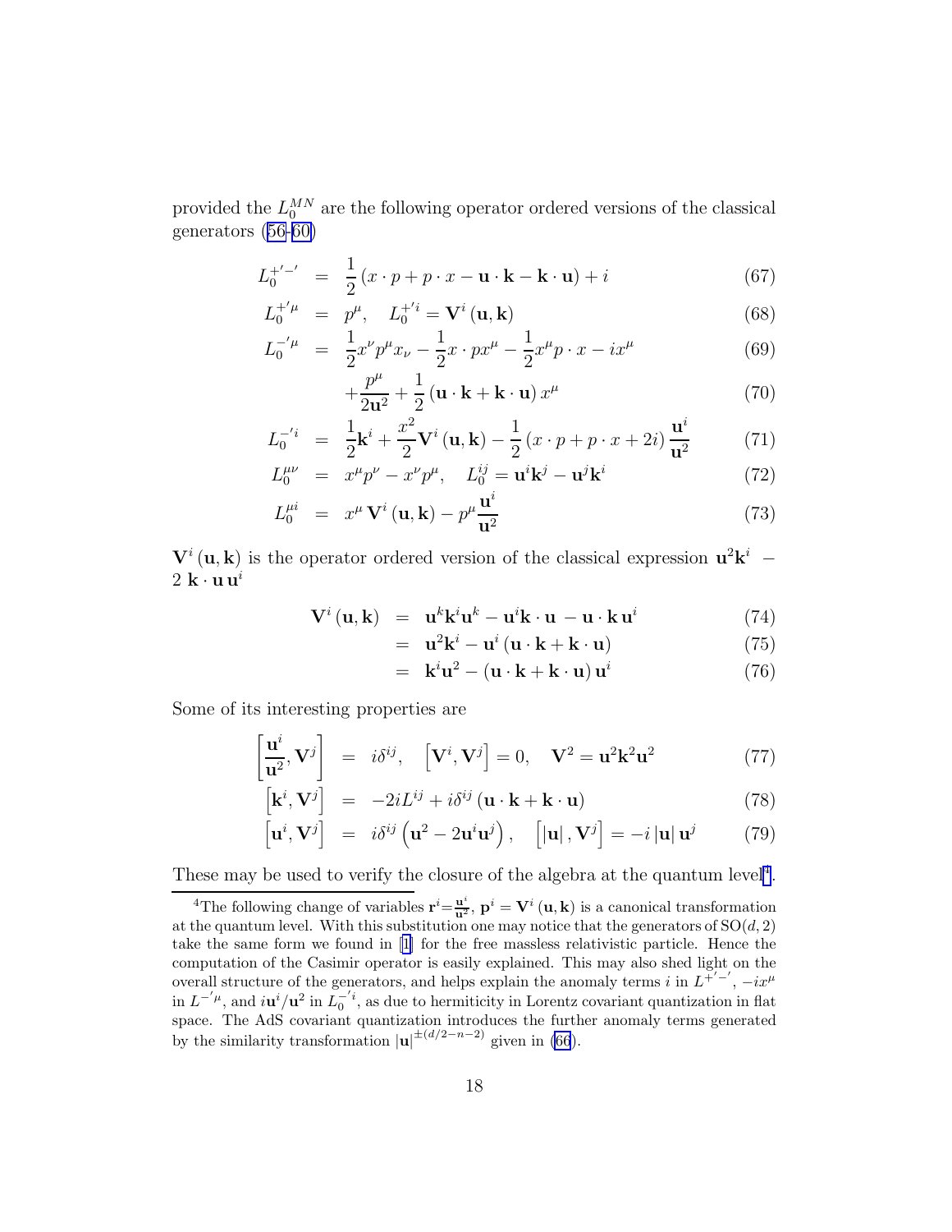provided the $L_0^{MN}$ are the following operator ordered versions of the classical generators (56-60)

$$
\begin{aligned}
L_0^{+'-'} &= \frac{1}{2}\left(x\cdot p + p\cdot x - \mathbf{u}\cdot\mathbf{k} - \mathbf{k}\cdot\mathbf{u}\right) + i && (67)\\
L_0^{+'\mu} &= p^\mu, \quad L_0^{+'i} = \mathbf{V}^i\left(\mathbf{u},\mathbf{k}\right) && (68)\\
L_0^{-'\mu} &= \frac{1}{2}x^\nu p^\mu x_\nu - \frac{1}{2}x\cdot p x^\mu - \frac{1}{2}x^\mu p\cdot x - ix^\mu && (69)\\
&\quad + \frac{p^\mu}{2\mathbf{u}^2} + \frac{1}{2}\left(\mathbf{u}\cdot\mathbf{k} + \mathbf{k}\cdot\mathbf{u}\right)x^\mu && (70)\\
L_0^{-'i} &= \frac{1}{2}\mathbf{k}^i + \frac{x^2}{2}\mathbf{V}^i\left(\mathbf{u},\mathbf{k}\right) - \frac{1}{2}\left(x\cdot p + p\cdot x + 2i\right)\frac{\mathbf{u}^i}{\mathbf{u}^2} && (71)\\
L_0^{\mu\nu} &= x^\mu p^\nu - x^\nu p^\mu, \quad L_0^{ij} = \mathbf{u}^i\mathbf{k}^j - \mathbf{u}^j\mathbf{k}^i && (72)\\
L_0^{\mu i} &= x^\mu\,\mathbf{V}^i\left(\mathbf{u},\mathbf{k}\right) - p^\mu\frac{\mathbf{u}^i}{\mathbf{u}^2} && (73)
\end{aligned}
$$

$\mathbf{V}^i\left(\mathbf{u},\mathbf{k}\right)$ is the operator ordered version of the classical expression $\mathbf{u}^2\mathbf{k}^i - 2\;\mathbf{k}\cdot\mathbf{u}\,\mathbf{u}^i$

$$
\begin{aligned}
\mathbf{V}^i\left(\mathbf{u},\mathbf{k}\right) &= \mathbf{u}^k\mathbf{k}^i\mathbf{u}^k - \mathbf{u}^i\mathbf{k}\cdot\mathbf{u} - \mathbf{u}\cdot\mathbf{k}\,\mathbf{u}^i && (74)\\
&= \mathbf{u}^2\mathbf{k}^i - \mathbf{u}^i\left(\mathbf{u}\cdot\mathbf{k} + \mathbf{k}\cdot\mathbf{u}\right) && (75)\\
&= \mathbf{k}^i\mathbf{u}^2 - \left(\mathbf{u}\cdot\mathbf{k} + \mathbf{k}\cdot\mathbf{u}\right)\mathbf{u}^i && (76)
\end{aligned}
$$

Some of its interesting properties are

$$
\begin{aligned}
\left[\frac{\mathbf{u}^i}{\mathbf{u}^2},\mathbf{V}^j\right] &= i\delta^{ij}, \quad \left[\mathbf{V}^i,\mathbf{V}^j\right] = 0, \quad \mathbf{V}^2 = \mathbf{u}^2\mathbf{k}^2\mathbf{u}^2 && (77)\\
\left[\mathbf{k}^i,\mathbf{V}^j\right] &= -2iL^{ij} + i\delta^{ij}\left(\mathbf{u}\cdot\mathbf{k} + \mathbf{k}\cdot\mathbf{u}\right) && (78)\\
\left[\mathbf{u}^i,\mathbf{V}^j\right] &= i\delta^{ij}\left(\mathbf{u}^2 - 2\mathbf{u}^i\mathbf{u}^j\right), \quad \left[\left|\mathbf{u}\right|,\mathbf{V}^j\right] = -i\left|\mathbf{u}\right|\mathbf{u}^j && (79)
\end{aligned}
$$

These may be used to verify the closure of the algebra at the quantum level[4].

[4] The following change of variables $\mathbf{r}^i = \frac{\mathbf{u}^i}{\mathbf{u}^2}$, $\mathbf{p}^i = \mathbf{V}^i\left(\mathbf{u},\mathbf{k}\right)$ is a canonical transformation at the quantum level. With this substitution one may notice that the generators of $\mathrm{SO}(d,2)$ take the same form we found in [1] for the free massless relativistic particle. Hence the computation of the Casimir operator is easily explained. This may also shed light on the overall structure of the generators, and helps explain the anomaly terms $i$ in $L^{+'-'}$, $-ix^\mu$ in $L^{-'\mu}$, and $i\mathbf{u}^i/\mathbf{u}^2$ in $L_0^{-'i}$, as due to hermiticity in Lorentz covariant quantization in flat space. The AdS covariant quantization introduces the further anomaly terms generated by the similarity transformation $\left|\mathbf{u}\right|^{\pm(d/2-n-2)}$ given in (66).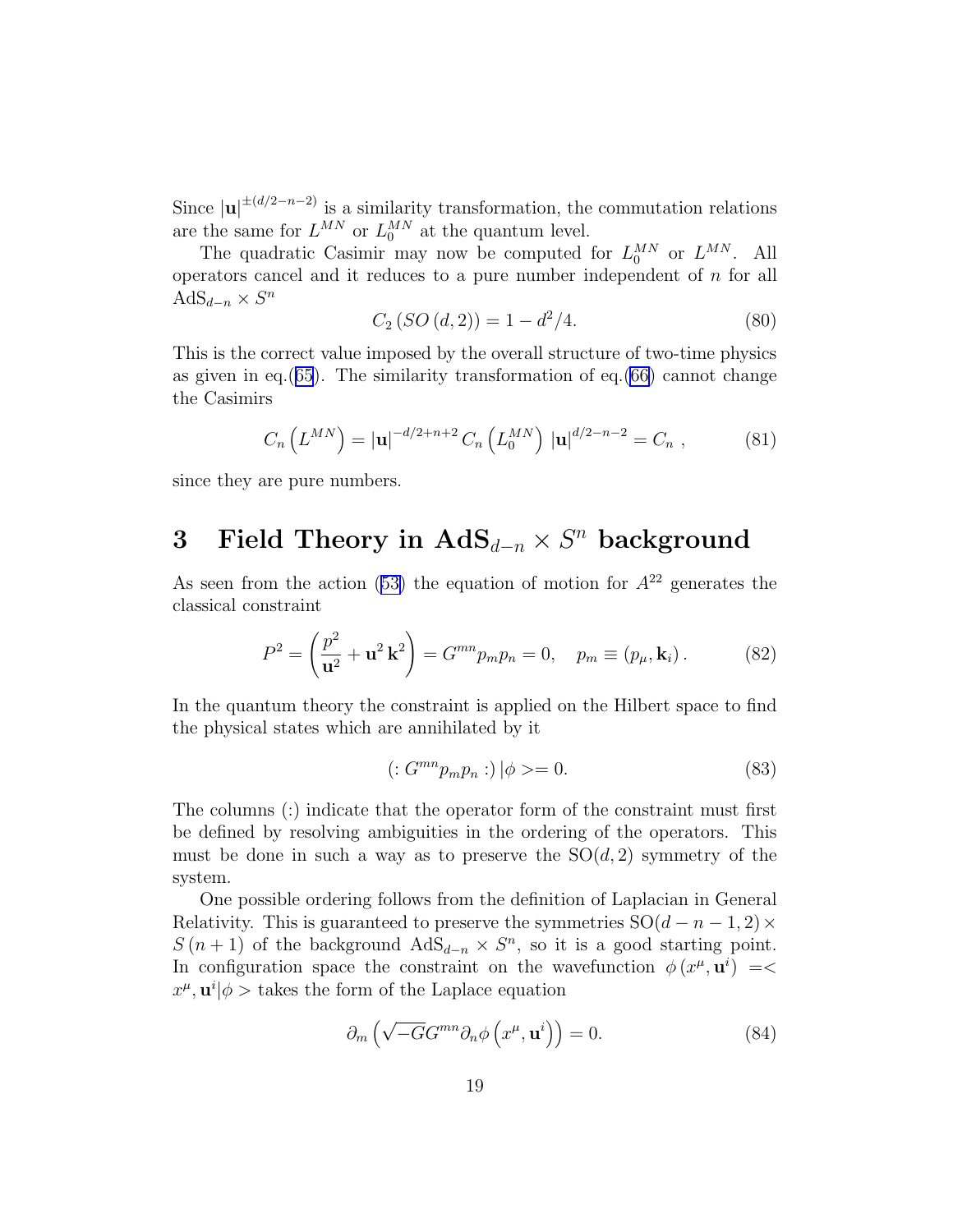Since $|\mathbf{u}|^{\pm(d/2-n-2)}$ is a similarity transformation, the commutation relations are the same for $L^{MN}$ or $L_0^{MN}$ at the quantum level.

The quadratic Casimir may now be computed for $L_0^{MN}$ or $L^{MN}$. All operators cancel and it reduces to a pure number independent of $n$ for all $\text{AdS}_{d-n} \times S^n$

$$C_2\left(SO\left(d,2\right)\right) = 1 - d^2/4. \tag{80}$$

This is the correct value imposed by the overall structure of two-time physics as given in eq.(65). The similarity transformation of eq.(66) cannot change the Casimirs

$$C_n\left(L^{MN}\right) = |\mathbf{u}|^{-d/2+n+2} C_n\left(L_0^{MN}\right) |\mathbf{u}|^{d/2-n-2} = C_n\ , \tag{81}$$

since they are pure numbers.

## 3 Field Theory in $\text{AdS}_{d-n} \times S^n$ background

As seen from the action (53) the equation of motion for $A^{22}$ generates the classical constraint

$$P^2 = \left(\frac{p^2}{\mathbf{u}^2} + \mathbf{u}^2\,\mathbf{k}^2\right) = G^{mn} p_m p_n = 0, \quad p_m \equiv \left(p_\mu, \mathbf{k}_i\right). \tag{82}$$

In the quantum theory the constraint is applied on the Hilbert space to find the physical states which are annihilated by it

$$\left(: G^{mn} p_m p_n :\right) |\phi> = 0. \tag{83}$$

The columns (:) indicate that the operator form of the constraint must first be defined by resolving ambiguities in the ordering of the operators. This must be done in such a way as to preserve the $\text{SO}(d,2)$ symmetry of the system.

One possible ordering follows from the definition of Laplacian in General Relativity. This is guaranteed to preserve the symmetries $\text{SO}(d-n-1,2) \times S(n+1)$ of the background $\text{AdS}_{d-n} \times S^n$, so it is a good starting point. In configuration space the constraint on the wavefunction $\phi\left(x^\mu, \mathbf{u}^i\right) = <x^\mu, \mathbf{u}^i|\phi>$ takes the form of the Laplace equation

$$\partial_m \left(\sqrt{-G} G^{mn} \partial_n \phi\left(x^\mu, \mathbf{u}^i\right)\right) = 0. \tag{84}$$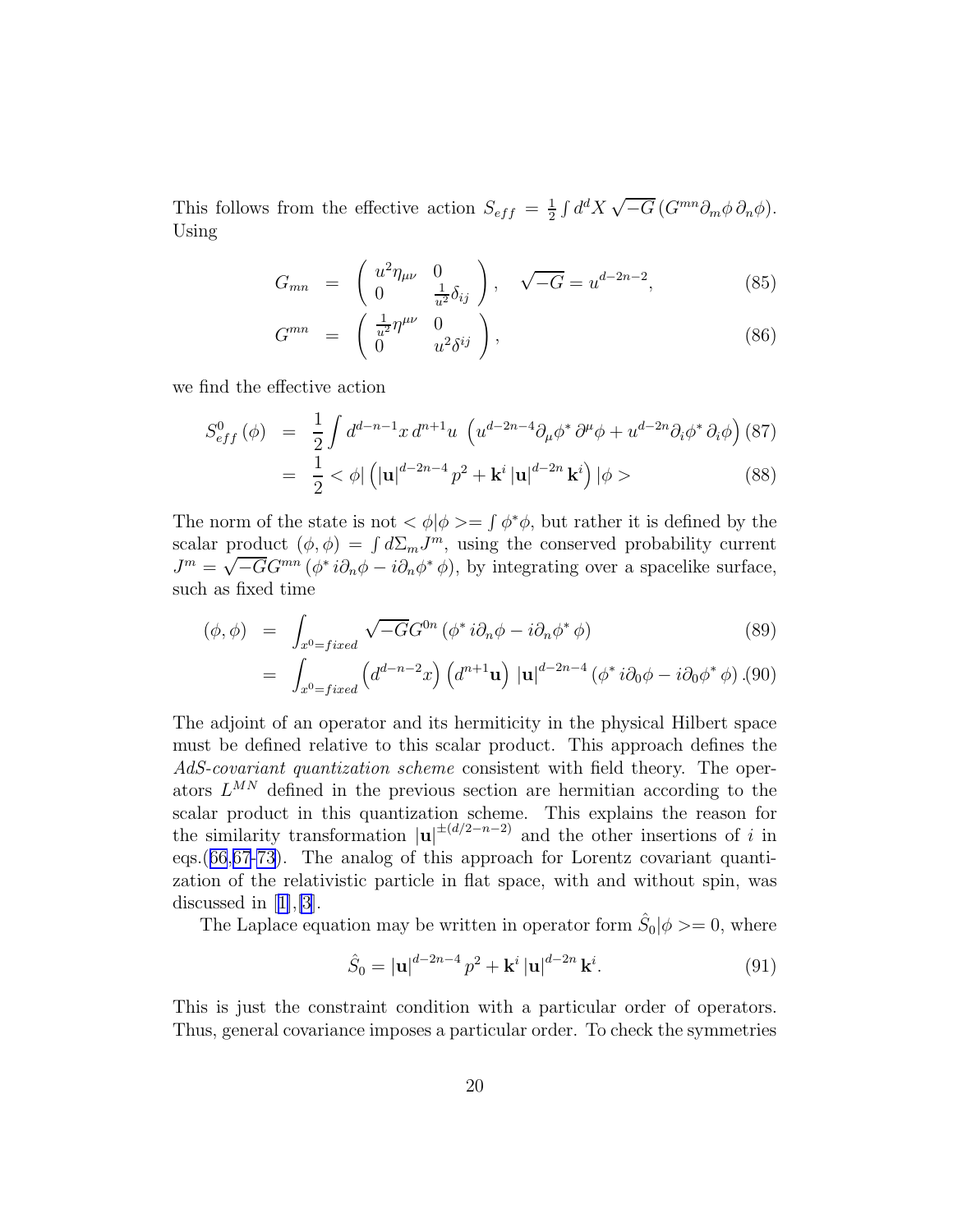This follows from the effective action $S_{eff} = \frac{1}{2}\int d^dX\, \sqrt{-G}\,(G^{mn}\partial_m\phi\,\partial_n\phi)$. Using

$$
\begin{aligned}
G_{mn} &= \begin{pmatrix} u^2\eta_{\mu\nu} & 0 \\ 0 & \frac{1}{u^2}\delta_{ij} \end{pmatrix}, \quad \sqrt{-G} = u^{d-2n-2}, & (85)\\
G^{mn} &= \begin{pmatrix} \frac{1}{u^2}\eta^{\mu\nu} & 0 \\ 0 & u^2\delta^{ij} \end{pmatrix}, & (86)
\end{aligned}
$$

we find the effective action

$$
\begin{aligned}
S^0_{eff}(\phi) &= \frac{1}{2}\int d^{d-n-1}x\, d^{n+1}u\, \left(u^{d-2n-4}\partial_\mu\phi^*\,\partial^\mu\phi + u^{d-2n}\partial_i\phi^*\,\partial_i\phi\right) & (87)\\
&= \frac{1}{2} < \phi|\left(|\mathbf{u}|^{d-2n-4}\,p^2 + \mathbf{k}^i\,|\mathbf{u}|^{d-2n}\,\mathbf{k}^i\right)|\phi > & (88)
\end{aligned}
$$

The norm of the state is not $<\phi|\phi>=\int\phi^*\phi$, but rather it is defined by the scalar product $(\phi,\phi)=\int d\Sigma_m J^m$, using the conserved probability current $J^m=\sqrt{-G}G^{mn}\,(\phi^*\,i\partial_n\phi - i\partial_n\phi^*\,\phi)$, by integrating over a spacelike surface, such as fixed time

$$
\begin{aligned}
(\phi,\phi) &= \int_{x^0=fixed}\sqrt{-G}G^{0n}\,(\phi^*\,i\partial_n\phi - i\partial_n\phi^*\,\phi) & (89)\\
&= \int_{x^0=fixed}\left(d^{d-n-2}x\right)\left(d^{n+1}\mathbf{u}\right)\,|\mathbf{u}|^{d-2n-4}\,(\phi^*\,i\partial_0\phi - i\partial_0\phi^*\,\phi)\,. & (90)
\end{aligned}
$$

The adjoint of an operator and its hermiticity in the physical Hilbert space must be defined relative to this scalar product. This approach defines the *AdS-covariant quantization scheme* consistent with field theory. The operators $L^{MN}$ defined in the previous section are hermitian according to the scalar product in this quantization scheme. This explains the reason for the similarity transformation $|\mathbf{u}|^{\pm(d/2-n-2)}$ and the other insertions of $i$ in eqs.(66,67-73). The analog of this approach for Lorentz covariant quantization of the relativistic particle in flat space, with and without spin, was discussed in [1],[3].

The Laplace equation may be written in operator form $\hat{S}_0|\phi>=0$, where

$$
\hat{S}_0 = |\mathbf{u}|^{d-2n-4}\,p^2 + \mathbf{k}^i\,|\mathbf{u}|^{d-2n}\,\mathbf{k}^i. \qquad (91)
$$

This is just the constraint condition with a particular order of operators. Thus, general covariance imposes a particular order. To check the symmetries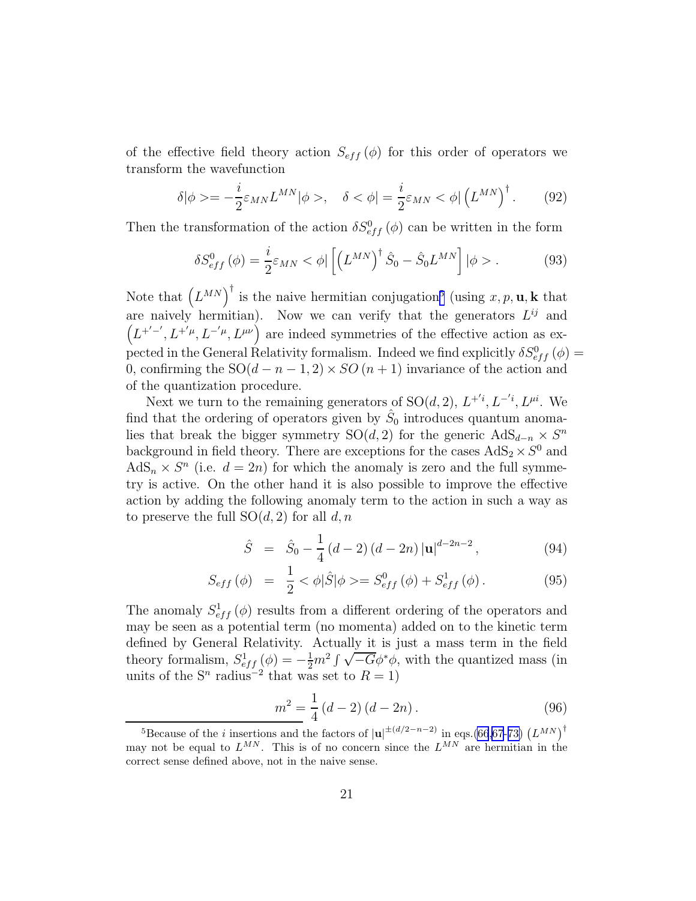of the effective field theory action $S_{eff}(\phi)$ for this order of operators we transform the wavefunction

$$\delta|\phi>=-\frac{i}{2}\varepsilon_{MN}L^{MN}|\phi>, \quad \delta<\phi|=\frac{i}{2}\varepsilon_{MN}<\phi|\left(L^{MN}\right)^{\dagger}. \tag{92}$$

Then the transformation of the action $\delta S^{0}_{eff}(\phi)$ can be written in the form

$$\delta S^{0}_{eff}(\phi)=\frac{i}{2}\varepsilon_{MN}<\phi|\left[\left(L^{MN}\right)^{\dagger}\hat{S}_0-\hat{S}_0 L^{MN}\right]|\phi>. \tag{93}$$

Note that $\left(L^{MN}\right)^{\dagger}$ is the naive hermitian conjugation[5] (using $x, p, \mathbf{u}, \mathbf{k}$ that are naively hermitian). Now we can verify that the generators $L^{ij}$ and $\left(L^{+'-'}, L^{+'\mu}, L^{-'\mu}, L^{\mu\nu}\right)$ are indeed symmetries of the effective action as expected in the General Relativity formalism. Indeed we find explicitly $\delta S^{0}_{eff}(\phi)=0$, confirming the SO$(d-n-1,2)\times SO(n+1)$ invariance of the action and of the quantization procedure.

Next we turn to the remaining generators of SO$(d,2)$, $L^{+'i}, L^{-'i}, L^{\mu i}$. We find that the ordering of operators given by $\hat{S}_0$ introduces quantum anomalies that break the bigger symmetry SO$(d,2)$ for the generic AdS$_{d-n}\times S^n$ background in field theory. There are exceptions for the cases AdS$_2\times S^0$ and AdS$_n\times S^n$ (i.e. $d=2n$) for which the anomaly is zero and the full symmetry is active. On the other hand it is also possible to improve the effective action by adding the following anomaly term to the action in such a way as to preserve the full SO$(d,2)$ for all $d,n$

$$\hat{S} = \hat{S}_0-\frac{1}{4}(d-2)(d-2n)|\mathbf{u}|^{d-2n-2}, \tag{94}$$

$$S_{eff}(\phi) = \frac{1}{2}<\phi|\hat{S}|\phi>=S^{0}_{eff}(\phi)+S^{1}_{eff}(\phi). \tag{95}$$

The anomaly $S^{1}_{eff}(\phi)$ results from a different ordering of the operators and may be seen as a potential term (no momenta) added on to the kinetic term defined by General Relativity. Actually it is just a mass term in the field theory formalism, $S^{1}_{eff}(\phi)=-\frac{1}{2}m^2\int\sqrt{-G}\phi^*\phi$, with the quantized mass (in units of the S$^n$ radius$^{-2}$ that was set to $R=1$)

$$m^2=\frac{1}{4}(d-2)(d-2n). \tag{96}$$

[5] Because of the $i$ insertions and the factors of $|\mathbf{u}|^{\pm(d/2-n-2)}$ in eqs.(66,67-73) $\left(L^{MN}\right)^{\dagger}$ may not be equal to $L^{MN}$. This is of no concern since the $L^{MN}$ are hermitian in the correct sense defined above, not in the naive sense.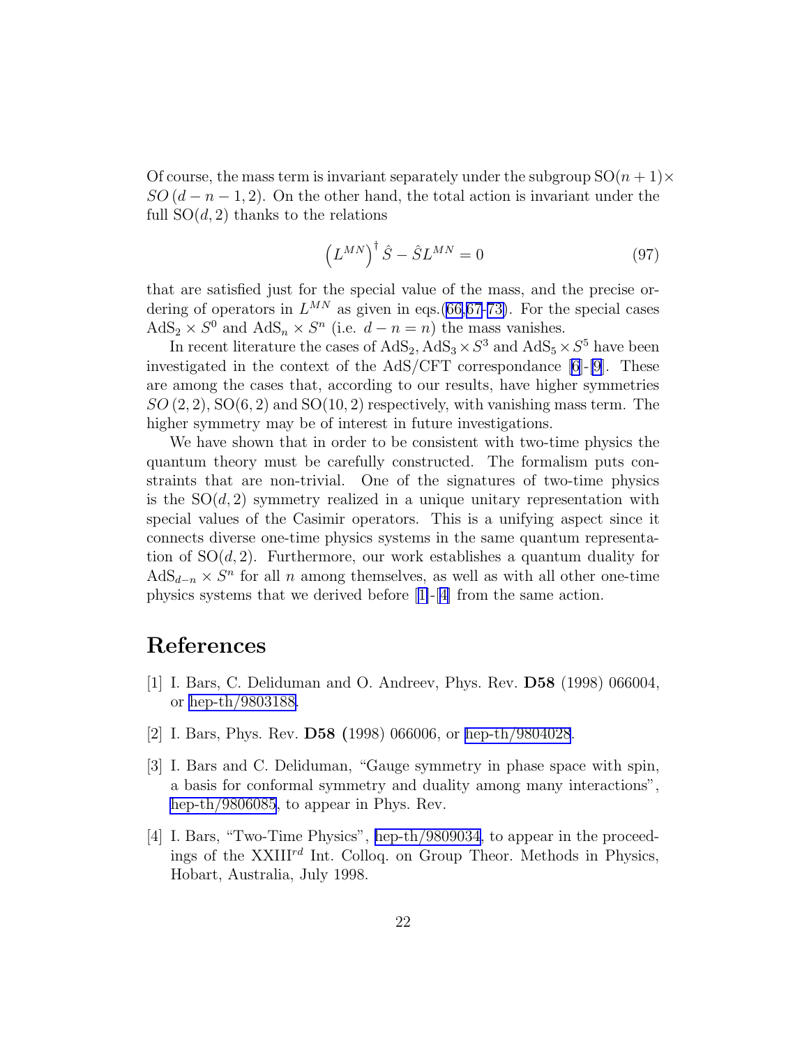Of course, the mass term is invariant separately under the subgroup $\mathrm{SO}(n+1)\times SO(d-n-1,2)$. On the other hand, the total action is invariant under the full $\mathrm{SO}(d,2)$ thanks to the relations

$$\left(L^{MN}\right)^{\dagger}\hat{S}-\hat{S}L^{MN}=0 \tag{97}$$

that are satisfied just for the special value of the mass, and the precise ordering of operators in $L^{MN}$ as given in eqs.(66,67-73). For the special cases $\mathrm{AdS}_2\times S^0$ and $\mathrm{AdS}_n\times S^n$ (i.e. $d-n=n$) the mass vanishes.

In recent literature the cases of $\mathrm{AdS}_2, \mathrm{AdS}_3\times S^3$ and $\mathrm{AdS}_5\times S^5$ have been investigated in the context of the AdS/CFT correspondance [6]-[9]. These are among the cases that, according to our results, have higher symmetries $SO(2,2)$, $\mathrm{SO}(6,2)$ and $\mathrm{SO}(10,2)$ respectively, with vanishing mass term. The higher symmetry may be of interest in future investigations.

We have shown that in order to be consistent with two-time physics the quantum theory must be carefully constructed. The formalism puts constraints that are non-trivial. One of the signatures of two-time physics is the $\mathrm{SO}(d,2)$ symmetry realized in a unique unitary representation with special values of the Casimir operators. This is a unifying aspect since it connects diverse one-time physics systems in the same quantum representation of $\mathrm{SO}(d,2)$. Furthermore, our work establishes a quantum duality for $\mathrm{AdS}_{d-n}\times S^n$ for all $n$ among themselves, as well as with all other one-time physics systems that we derived before [1]-[4] from the same action.

# References

[1] I. Bars, C. Deliduman and O. Andreev, Phys. Rev. **D58** (1998) 066004, or hep-th/9803188.

[2] I. Bars, Phys. Rev. **D58** (1998) 066006, or hep-th/9804028.

[3] I. Bars and C. Deliduman, "Gauge symmetry in phase space with spin, a basis for conformal symmetry and duality among many interactions", hep-th/9806085, to appear in Phys. Rev.

[4] I. Bars, "Two-Time Physics", hep-th/9809034, to appear in the proceedings of the XXIII$^{rd}$ Int. Colloq. on Group Theor. Methods in Physics, Hobart, Australia, July 1998.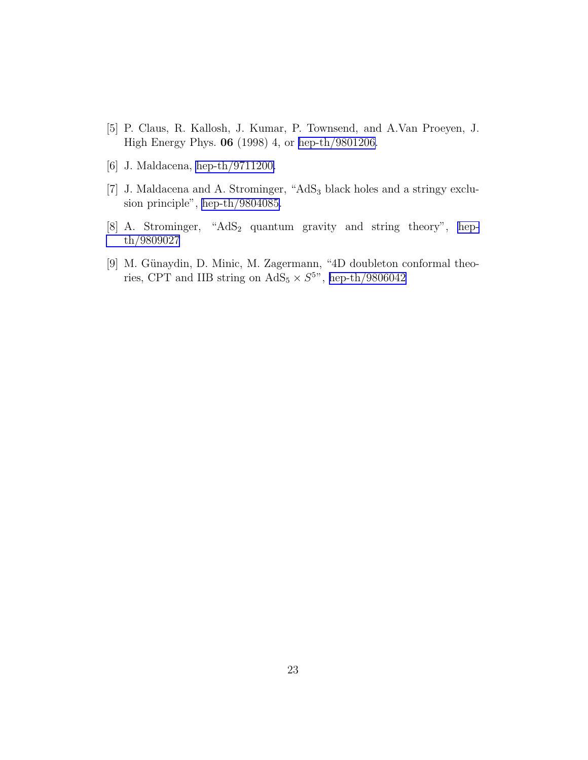[5] P. Claus, R. Kallosh, J. Kumar, P. Townsend, and A.Van Proeyen, J. High Energy Phys. **06** (1998) 4, or hep-th/9801206.

[6] J. Maldacena, hep-th/9711200.

[7] J. Maldacena and A. Strominger, "$\mathrm{AdS}_3$ black holes and a stringy exclusion principle", hep-th/9804085.

[8] A. Strominger, "$\mathrm{AdS}_2$ quantum gravity and string theory", hep-th/9809027

[9] M. Günaydin, D. Minic, M. Zagermann, "4D doubleton conformal theories, CPT and IIB string on $\mathrm{AdS}_5 \times S^5$", hep-th/9806042